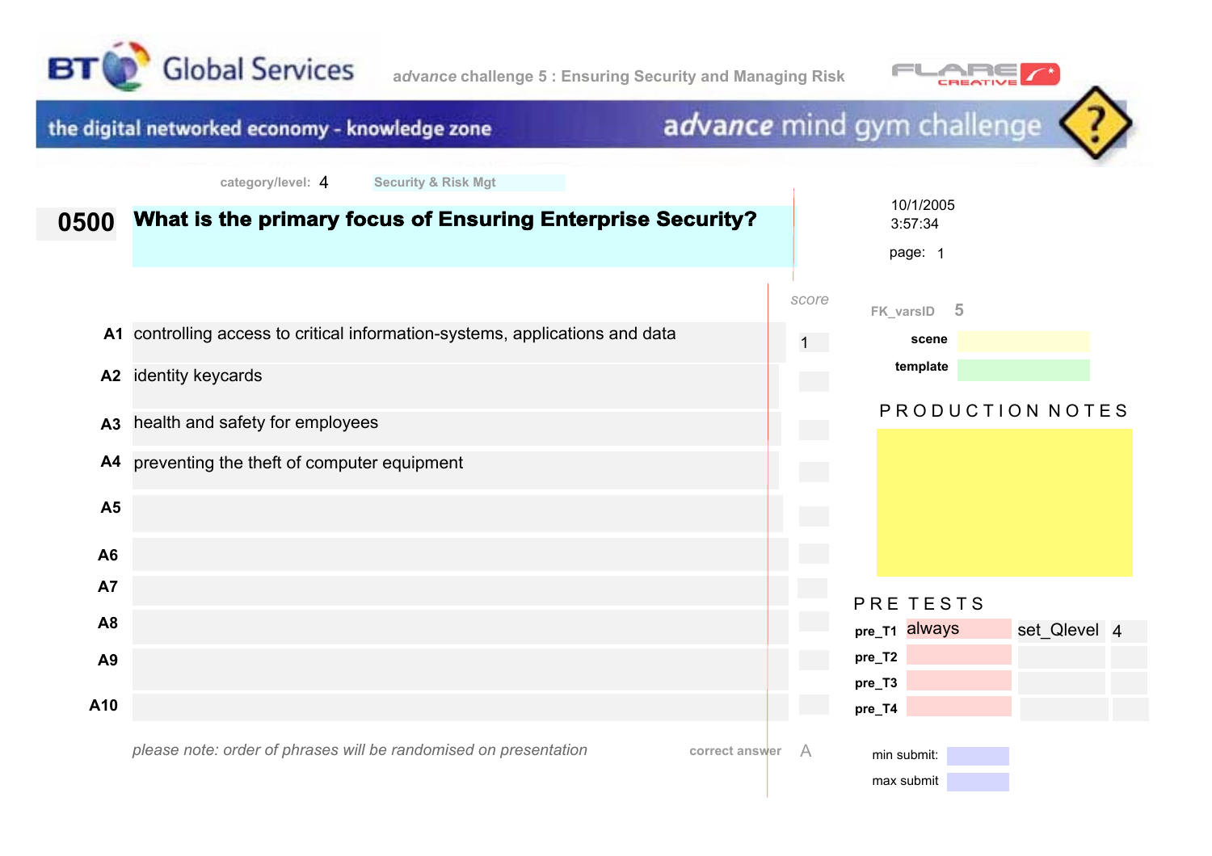BT Global Services

*advance* challenge 5 : Ensuring Security and Managing Risk

FLARE CREATIVE

the digital networked economy - knowledge zone

*advance* mind gym challenge

category/level: 4 Security & Risk Mgt

10/1/2005
3:57:34

page: 1

## 0500 What is the primary focus of Ensuring Enterprise Security?

| | | score |
|---|---|---|
| A1 | controlling access to critical information-systems, applications and data | 1 |
| A2 | identity keycards | |
| A3 | health and safety for employees | |
| A4 | preventing the theft of computer equipment | |
| A5 | | |
| A6 | | |
| A7 | | |
| A8 | | |
| A9 | | |
| A10 | | |

*please note: order of phrases will be randomised on presentation*

correct answer A

FK_varsID 5

scene

template

PRODUCTION NOTES

PRE TESTS

| | | | |
|---|---|---|---|
| pre_T1 | always | set_Qlevel | 4 |
| pre_T2 | | | |
| pre_T3 | | | |
| pre_T4 | | | |

min submit:

max submit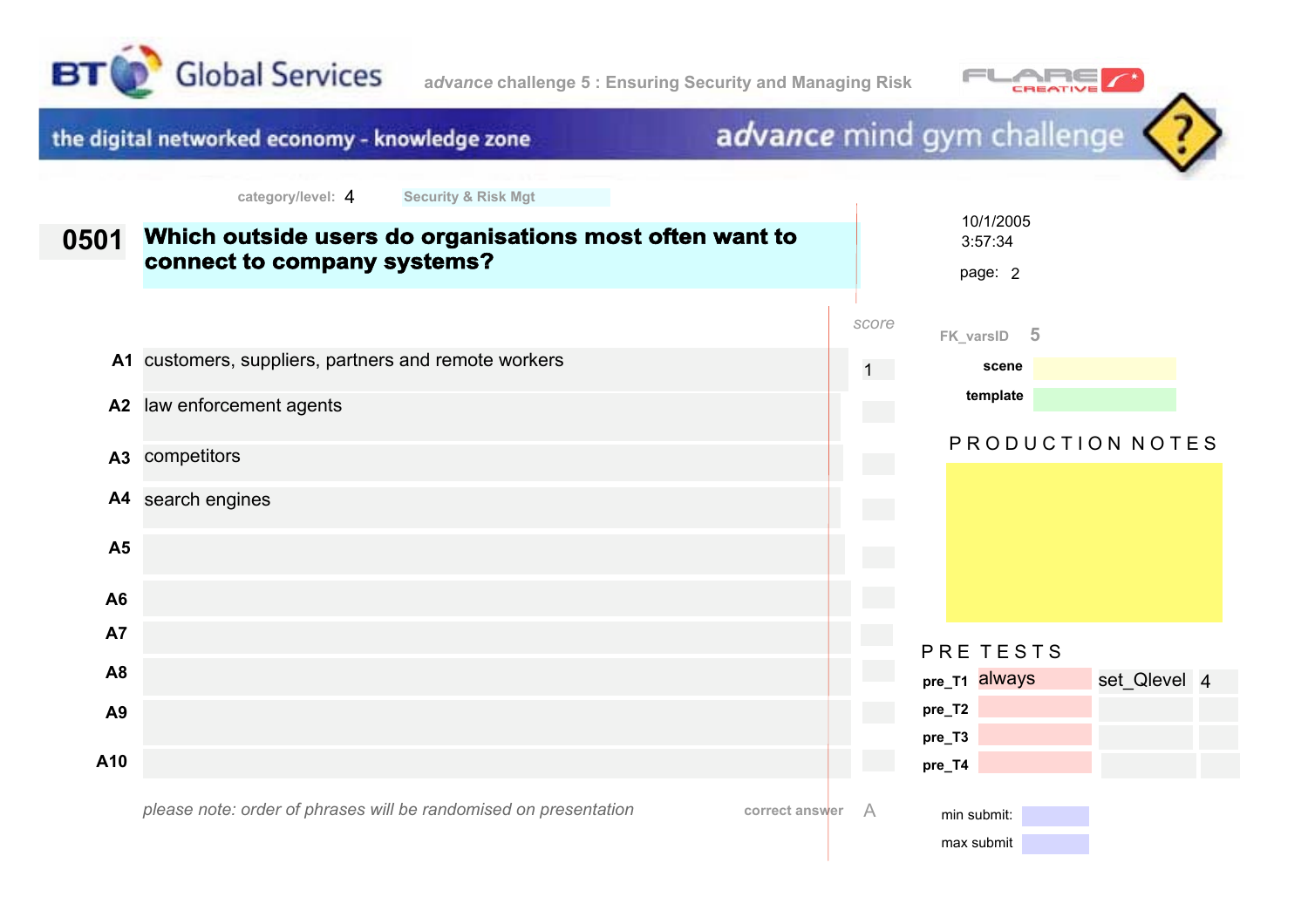BT Global Services | *advance* challenge 5 : Ensuring Security and Managing Risk | FLARE CREATIVE

the digital networked economy - knowledge zone | *advance* mind gym challenge

category/level: 4 | Security & Risk Mgt

10/1/2005
3:57:34

page: 2

## 0501 Which outside users do organisations most often want to connect to company systems?

| | | score |
|---|---|---|
| A1 | customers, suppliers, partners and remote workers | 1 |
| A2 | law enforcement agents | |
| A3 | competitors | |
| A4 | search engines | |
| A5 | | |
| A6 | | |
| A7 | | |
| A8 | | |
| A9 | | |
| A10 | | |

*please note: order of phrases will be randomised on presentation*

correct answer: A

FK_varsID: 5

scene:

template:

PRODUCTION NOTES

PRE TESTS

| | | | |
|---|---|---|---|
| pre_T1 | always | set_Qlevel | 4 |
| pre_T2 | | | |
| pre_T3 | | | |
| pre_T4 | | | |

min submit:

max submit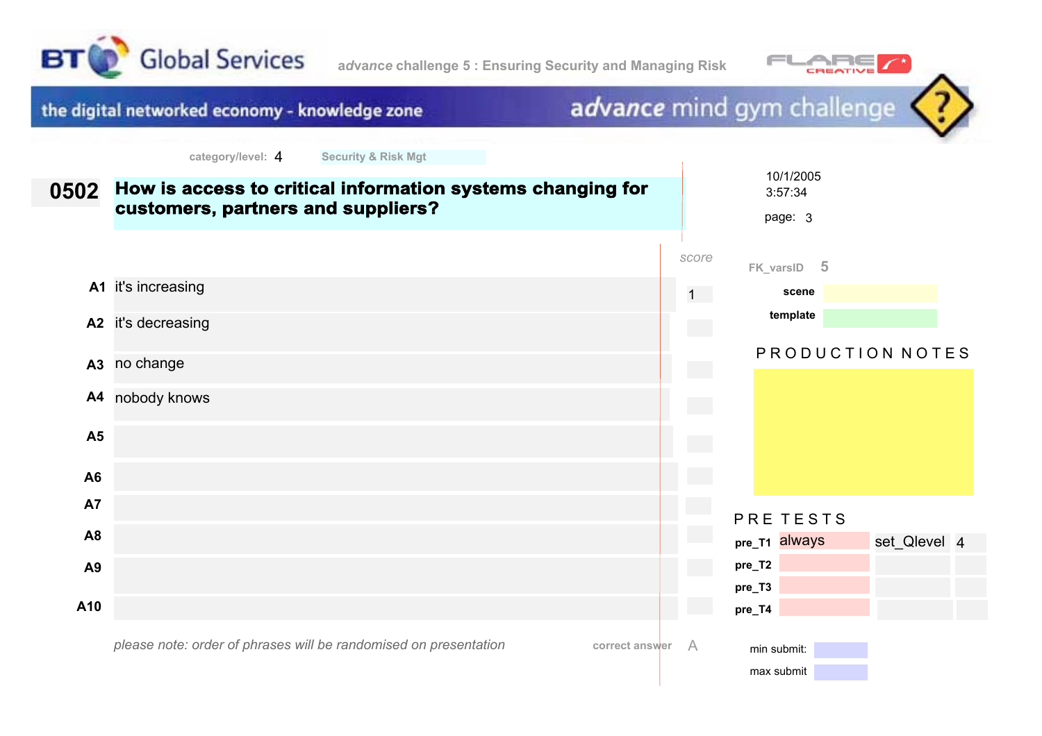BT Global Services — *advance* challenge 5 : Ensuring Security and Managing Risk — FLARE CREATIVE

the digital networked economy - knowledge zone — *advance* mind gym challenge

category/level: 4 Security & Risk Mgt

10/1/2005
3:57:34

page: 3

## 0502 How is access to critical information systems changing for customers, partners and suppliers?

| | | score |
|---|---|---|
| A1 | it's increasing | 1 |
| A2 | it's decreasing | |
| A3 | no change | |
| A4 | nobody knows | |
| A5 | | |
| A6 | | |
| A7 | | |
| A8 | | |
| A9 | | |
| A10 | | |

*please note: order of phrases will be randomised on presentation*

correct answer A

FK_varsID 5

scene

template

PRODUCTION NOTES

PRE TESTS

| | | | |
|---|---|---|---|
| pre_T1 | always | set_Qlevel | 4 |
| pre_T2 | | | |
| pre_T3 | | | |
| pre_T4 | | | |

min submit:

max submit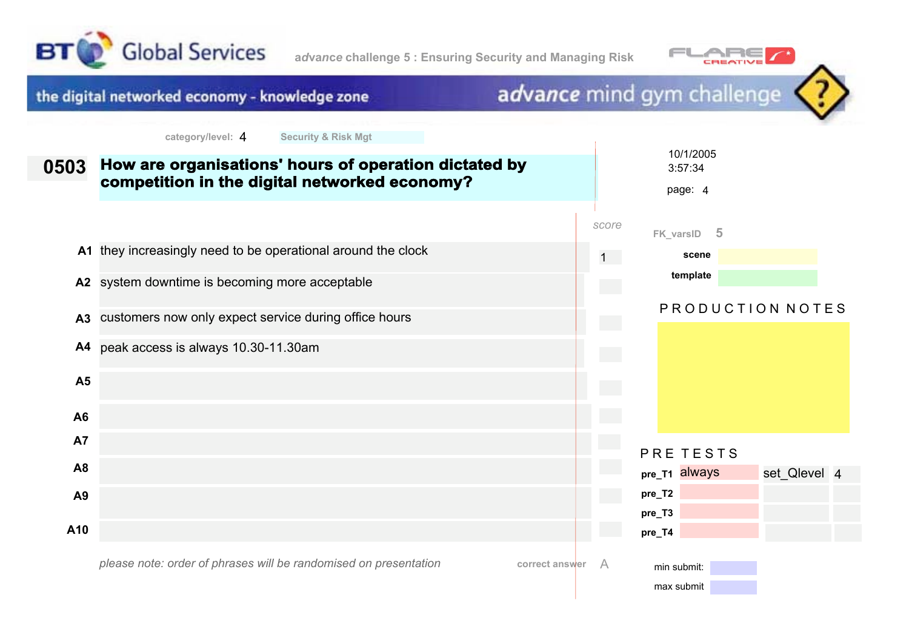BT Global Services — *advance* challenge 5 : Ensuring Security and Managing Risk

FLARE CREATIVE

the digital networked economy - knowledge zone — *advance* mind gym challenge

category/level: 4 — Security & Risk Mgt

10/1/2005
3:57:34

page: 4

## 0503 How are organisations' hours of operation dictated by competition in the digital networked economy?

| | | score |
|---|---|---|
| A1 | they increasingly need to be operational around the clock | 1 |
| A2 | system downtime is becoming more acceptable | |
| A3 | customers now only expect service during office hours | |
| A4 | peak access is always 10.30-11.30am | |
| A5 | | |
| A6 | | |
| A7 | | |
| A8 | | |
| A9 | | |
| A10 | | |

*please note: order of phrases will be randomised on presentation*

correct answer: A

FK_varsID: 5

scene:

template:

PRODUCTION NOTES

PRE TESTS

| | | | |
|---|---|---|---|
| pre_T1 | always | set_Qlevel | 4 |
| pre_T2 | | | |
| pre_T3 | | | |
| pre_T4 | | | |

min submit:

max submit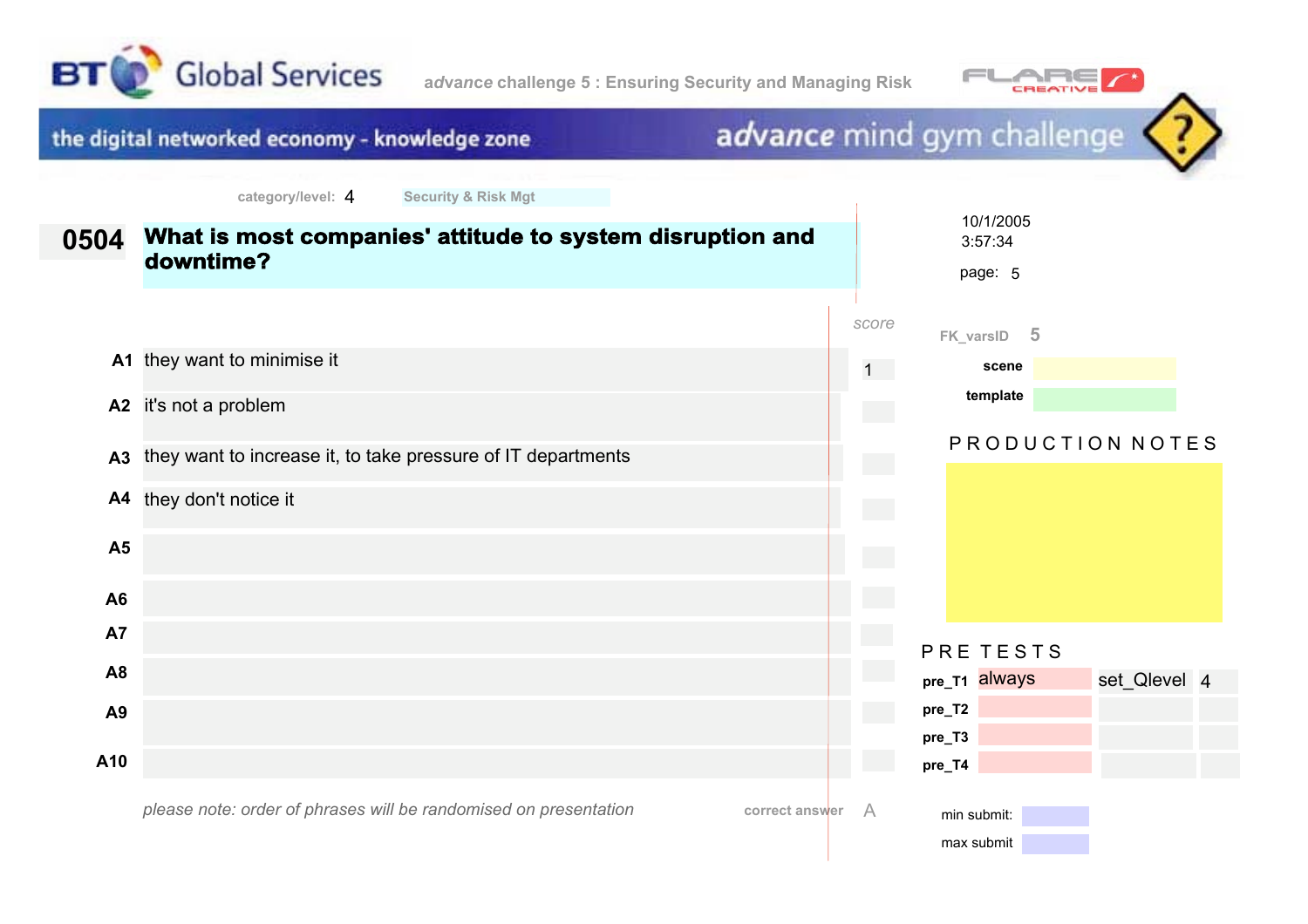BT Global Services

*advance* challenge 5 : Ensuring Security and Managing Risk

FLARE CREATIVE

the digital networked economy - knowledge zone

advance mind gym challenge

category/level: 4 Security & Risk Mgt

10/1/2005
3:57:34

page: 5

## 0504 What is most companies' attitude to system disruption and downtime?

| | | score |
|---|---|---|
| A1 | they want to minimise it | 1 |
| A2 | it's not a problem | |
| A3 | they want to increase it, to take pressure of IT departments | |
| A4 | they don't notice it | |
| A5 | | |
| A6 | | |
| A7 | | |
| A8 | | |
| A9 | | |
| A10 | | |

*please note: order of phrases will be randomised on presentation*

correct answer A

FK_varsID 5

scene

template

PRODUCTION NOTES

PRE TESTS

| | | | |
|---|---|---|---|
| pre_T1 | always | set_Qlevel | 4 |
| pre_T2 | | | |
| pre_T3 | | | |
| pre_T4 | | | |

min submit:

max submit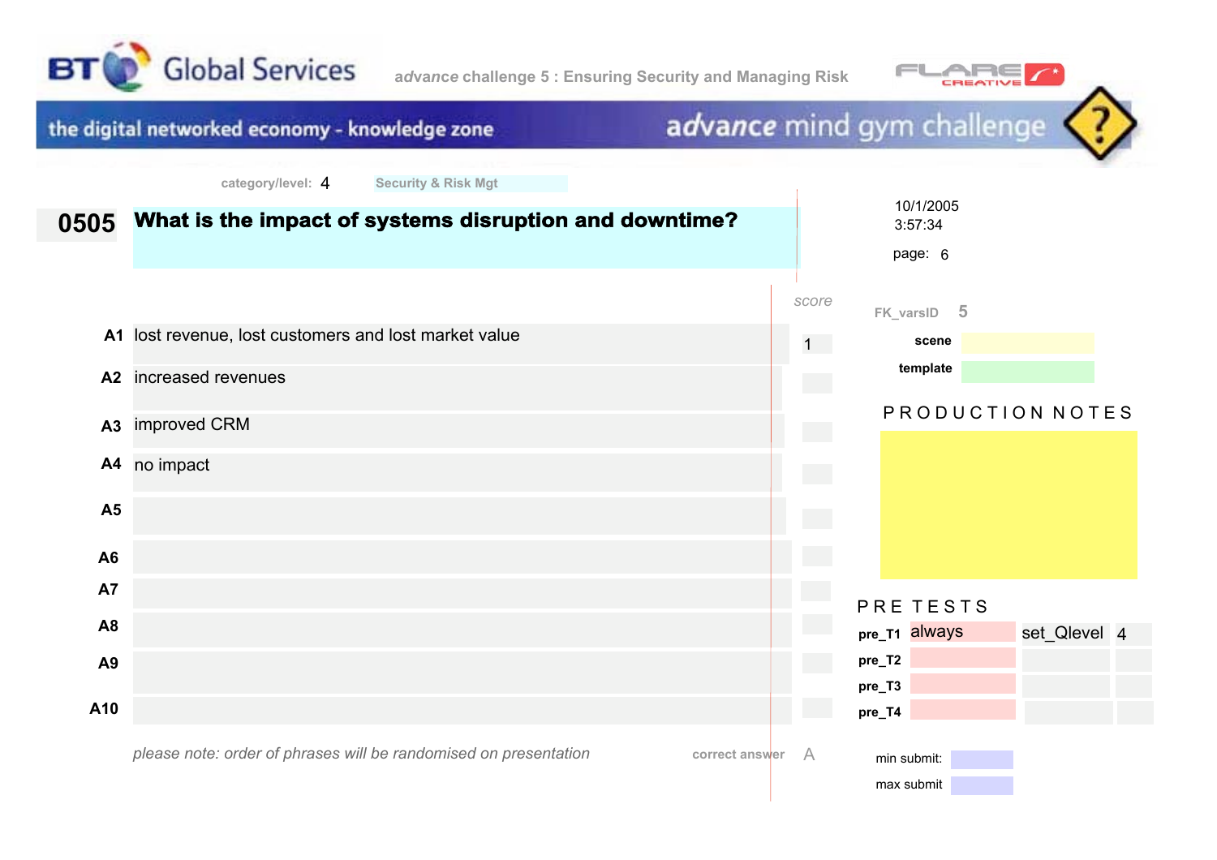BT Global Services

*advance* challenge 5 : Ensuring Security and Managing Risk

the digital networked economy - knowledge zone

*advance* mind gym challenge

category/level: 4 Security & Risk Mgt

10/1/2005
3:57:34

page: 6

# 0505 What is the impact of systems disruption and downtime?

| | | score |
|---|---|---|
| A1 | lost revenue, lost customers and lost market value | 1 |
| A2 | increased revenues | |
| A3 | improved CRM | |
| A4 | no impact | |
| A5 | | |
| A6 | | |
| A7 | | |
| A8 | | |
| A9 | | |
| A10 | | |

*please note: order of phrases will be randomised on presentation*

correct answer A

FK_varsID 5

scene

template

PRODUCTION NOTES

PRE TESTS

| | | | |
|---|---|---|---|
| pre_T1 | always | set_Qlevel | 4 |
| pre_T2 | | | |
| pre_T3 | | | |
| pre_T4 | | | |

min submit:

max submit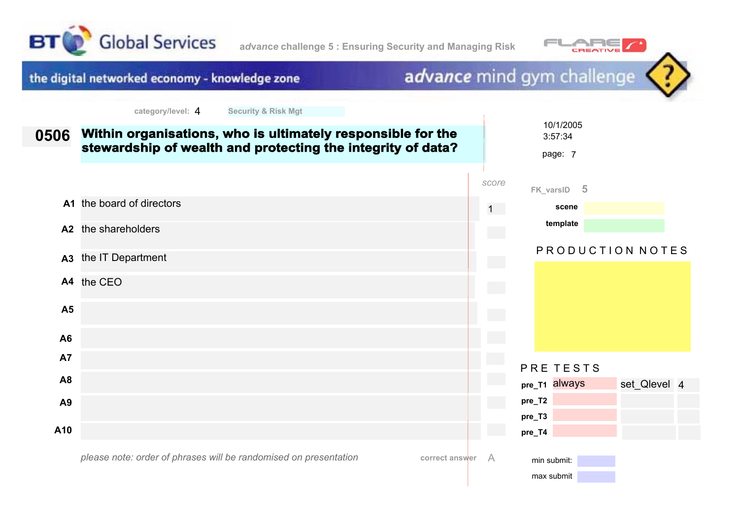BT Global Services — *advance* challenge 5 : Ensuring Security and Managing Risk

the digital networked economy - knowledge zone — *advance* mind gym challenge

category/level: 4 Security & Risk Mgt

10/1/2005
3:57:34

page: 7

## 0506 Within organisations, who is ultimately responsible for the stewardship of wealth and protecting the integrity of data?

| | Answer | score |
|---|---|---|
| A1 | the board of directors | 1 |
| A2 | the shareholders | |
| A3 | the IT Department | |
| A4 | the CEO | |
| A5 | | |
| A6 | | |
| A7 | | |
| A8 | | |
| A9 | | |
| A10 | | |

*please note: order of phrases will be randomised on presentation*

correct answer A

FK_varsID 5

scene

template

PRODUCTION NOTES

PRE TESTS

| | | | |
|---|---|---|---|
| pre_T1 | always | set_Qlevel | 4 |
| pre_T2 | | | |
| pre_T3 | | | |
| pre_T4 | | | |

min submit:

max submit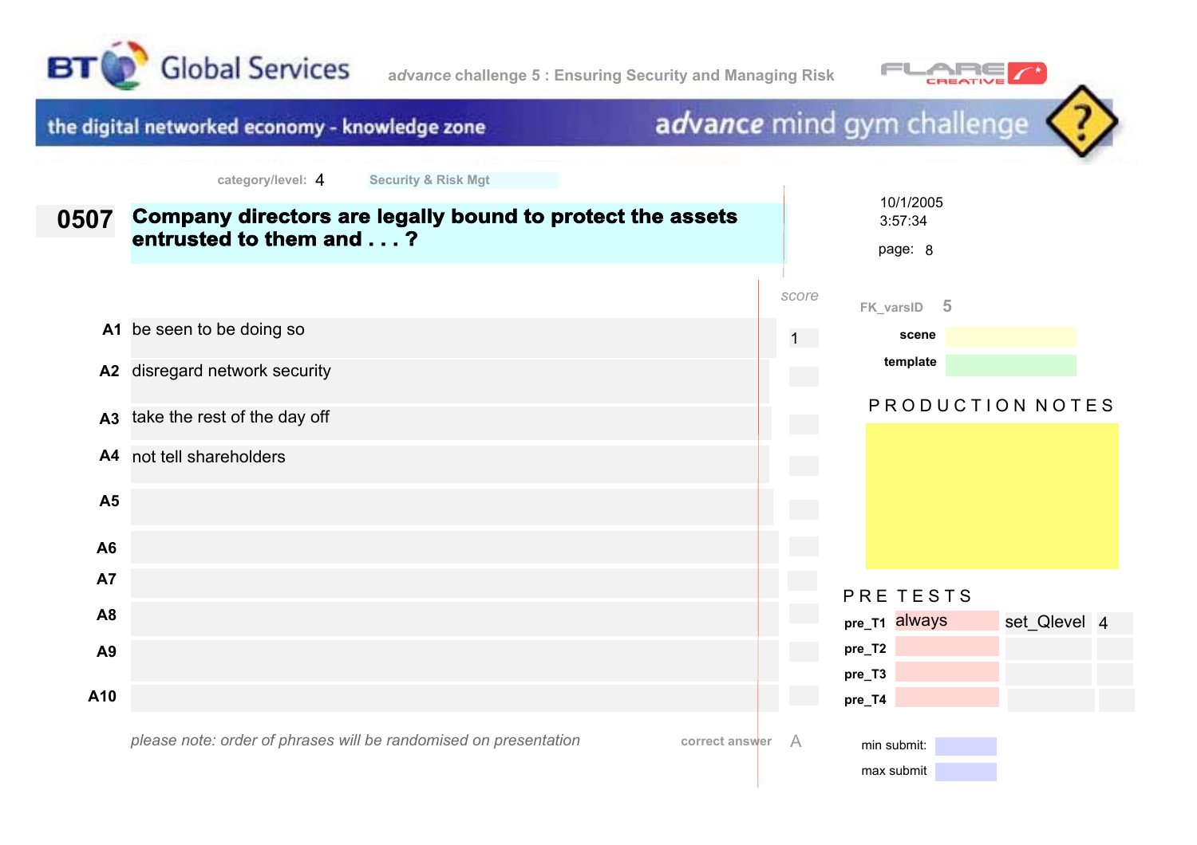BT Global Services

*advance* challenge 5 : Ensuring Security and Managing Risk

FLARE CREATIVE

the digital networked economy - knowledge zone

*advance* mind gym challenge

category/level: 4 Security & Risk Mgt

10/1/2005
3:57:34

page: 8

## 0507 Company directors are legally bound to protect the assets entrusted to them and . . . ?

| | | score |
|---|---|---|
| A1 | be seen to be doing so | 1 |
| A2 | disregard network security | |
| A3 | take the rest of the day off | |
| A4 | not tell shareholders | |
| A5 | | |
| A6 | | |
| A7 | | |
| A8 | | |
| A9 | | |
| A10 | | |

*please note: order of phrases will be randomised on presentation*

correct answer A

FK_varsID 5

scene

template

PRODUCTION NOTES

PRE TESTS

| | | | |
|---|---|---|---|
| pre_T1 | always | set_Qlevel | 4 |
| pre_T2 | | | |
| pre_T3 | | | |
| pre_T4 | | | |

min submit:

max submit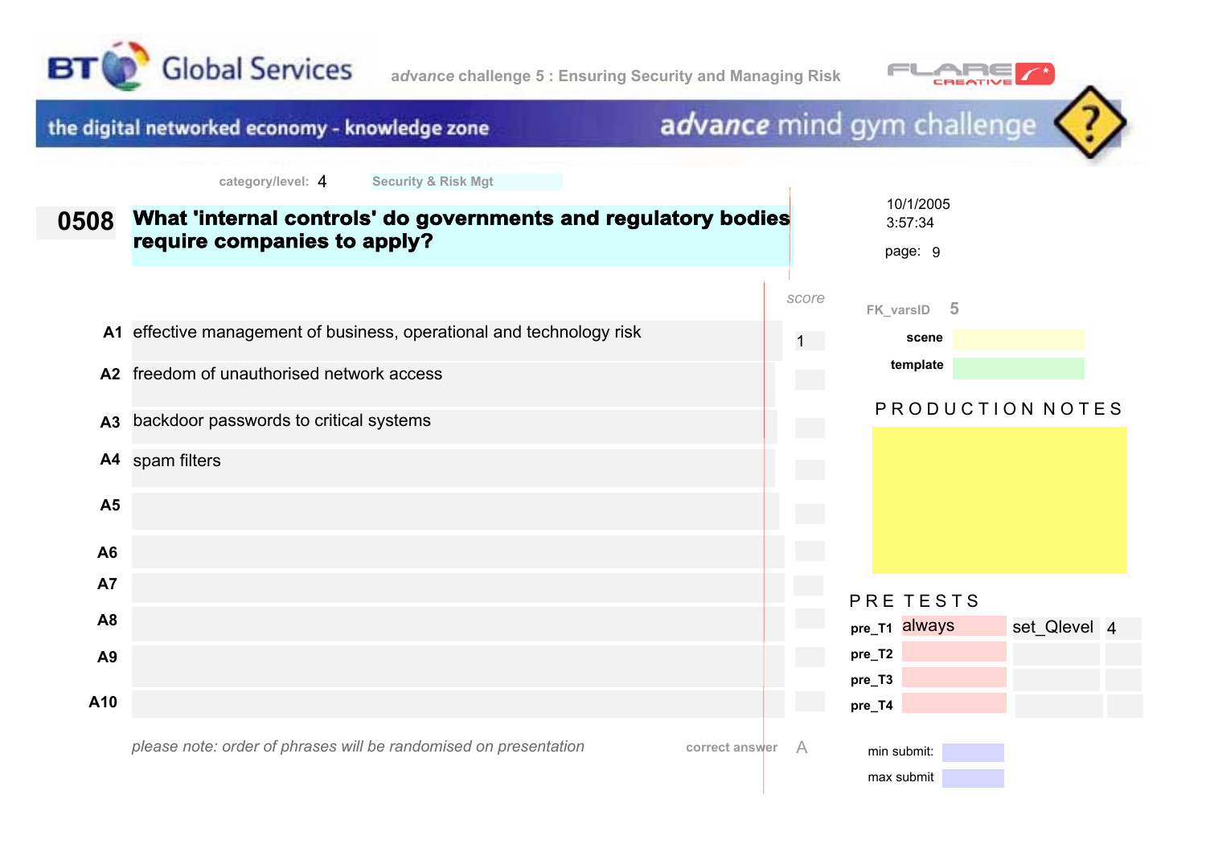BT Global Services

*advance* challenge 5 : Ensuring Security and Managing Risk

the digital networked economy - knowledge zone

*advance* mind gym challenge

category/level: 4 Security & Risk Mgt

# 0508 What 'internal controls' do governments and regulatory bodies require companies to apply?

10/1/2005
3:57:34

page: 9

| | | score |
|---|---|---|
| A1 | effective management of business, operational and technology risk | 1 |
| A2 | freedom of unauthorised network access | |
| A3 | backdoor passwords to critical systems | |
| A4 | spam filters | |
| A5 | | |
| A6 | | |
| A7 | | |
| A8 | | |
| A9 | | |
| A10 | | |

*please note: order of phrases will be randomised on presentation*

correct answer A

FK_varsID 5

scene

template

PRODUCTION NOTES

PRE TESTS

| | | | |
|---|---|---|---|
| pre_T1 | always | set_Qlevel | 4 |
| pre_T2 | | | |
| pre_T3 | | | |
| pre_T4 | | | |

min submit:

max submit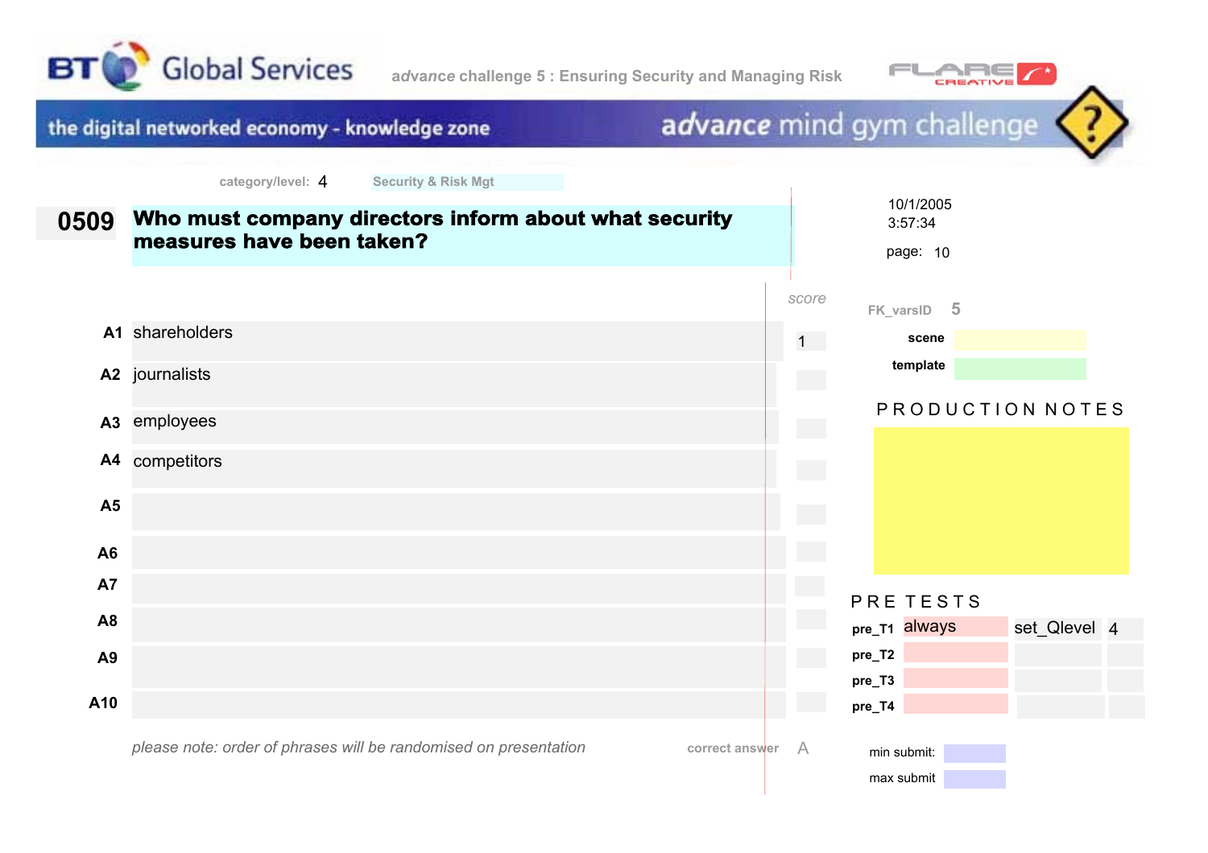BT Global Services

*advance* challenge 5 : Ensuring Security and Managing Risk

FLARE CREATIVE

the digital networked economy - knowledge zone

*advance* mind gym challenge

category/level: 4 Security & Risk Mgt

10/1/2005
3:57:34

page: 10

## 0509 Who must company directors inform about what security measures have been taken?

| | | score |
|---|---|---|
| A1 | shareholders | 1 |
| A2 | journalists | |
| A3 | employees | |
| A4 | competitors | |
| A5 | | |
| A6 | | |
| A7 | | |
| A8 | | |
| A9 | | |
| A10 | | |

*please note: order of phrases will be randomised on presentation*

correct answer A

FK_varsID 5

scene

template

PRODUCTION NOTES

PRE TESTS

| | | | |
|---|---|---|---|
| pre_T1 | always | set_Qlevel | 4 |
| pre_T2 | | | |
| pre_T3 | | | |
| pre_T4 | | | |

min submit:

max submit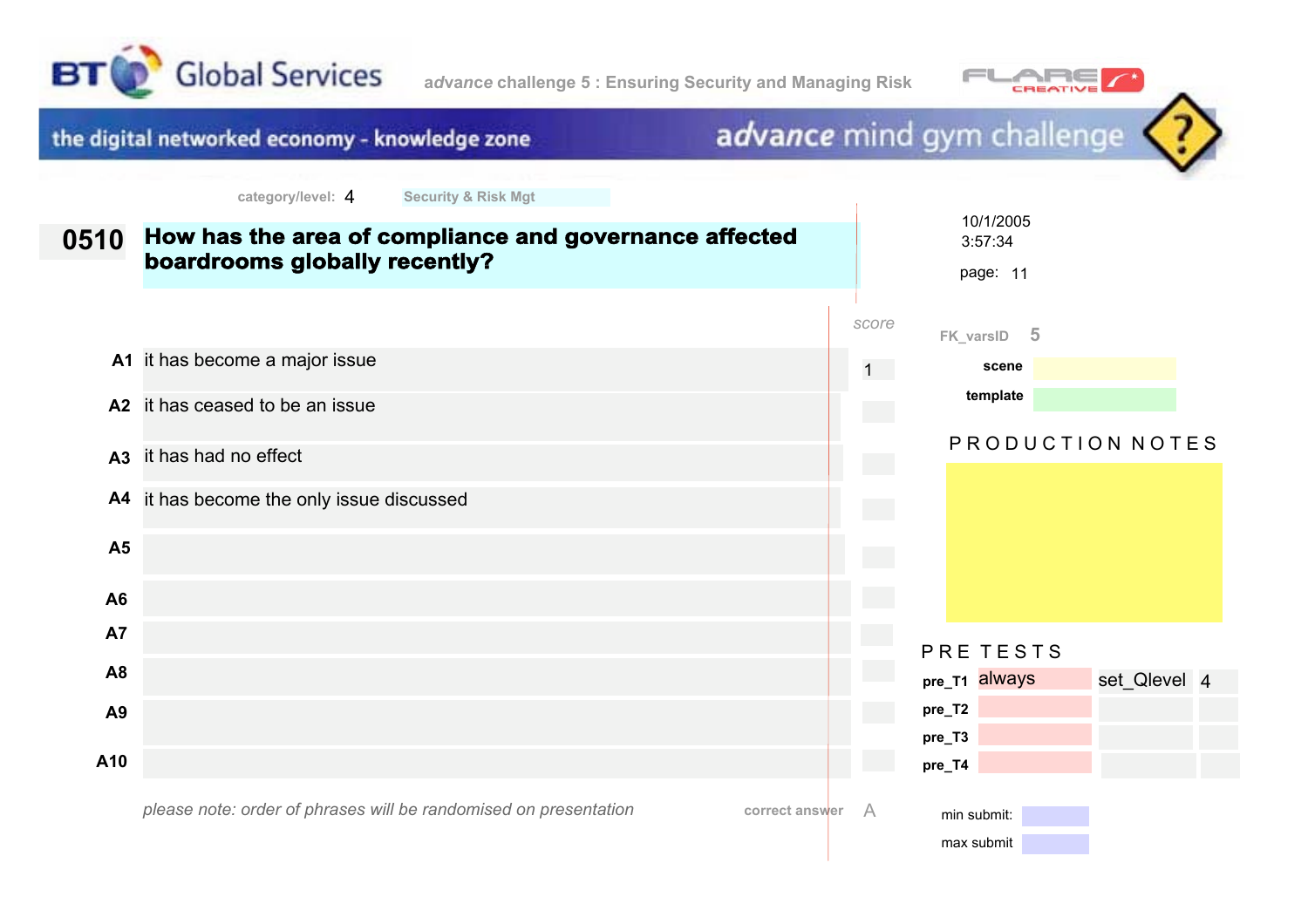BT Global Services

*advance* challenge 5 : Ensuring Security and Managing Risk

FLARE CREATIVE

the digital networked economy - knowledge zone

*advance* mind gym challenge

category/level: 4 Security & Risk Mgt

10/1/2005
3:57:34

page: 11

## 0510 How has the area of compliance and governance affected boardrooms globally recently?

| | | score |
|---|---|---|
| A1 | it has become a major issue | 1 |
| A2 | it has ceased to be an issue | |
| A3 | it has had no effect | |
| A4 | it has become the only issue discussed | |
| A5 | | |
| A6 | | |
| A7 | | |
| A8 | | |
| A9 | | |
| A10 | | |

*please note: order of phrases will be randomised on presentation*

correct answer A

FK_varsID 5

scene

template

PRODUCTION NOTES

PRE TESTS

| | | | |
|---|---|---|---|
| pre_T1 | always | set_Qlevel | 4 |
| pre_T2 | | | |
| pre_T3 | | | |
| pre_T4 | | | |

min submit:

max submit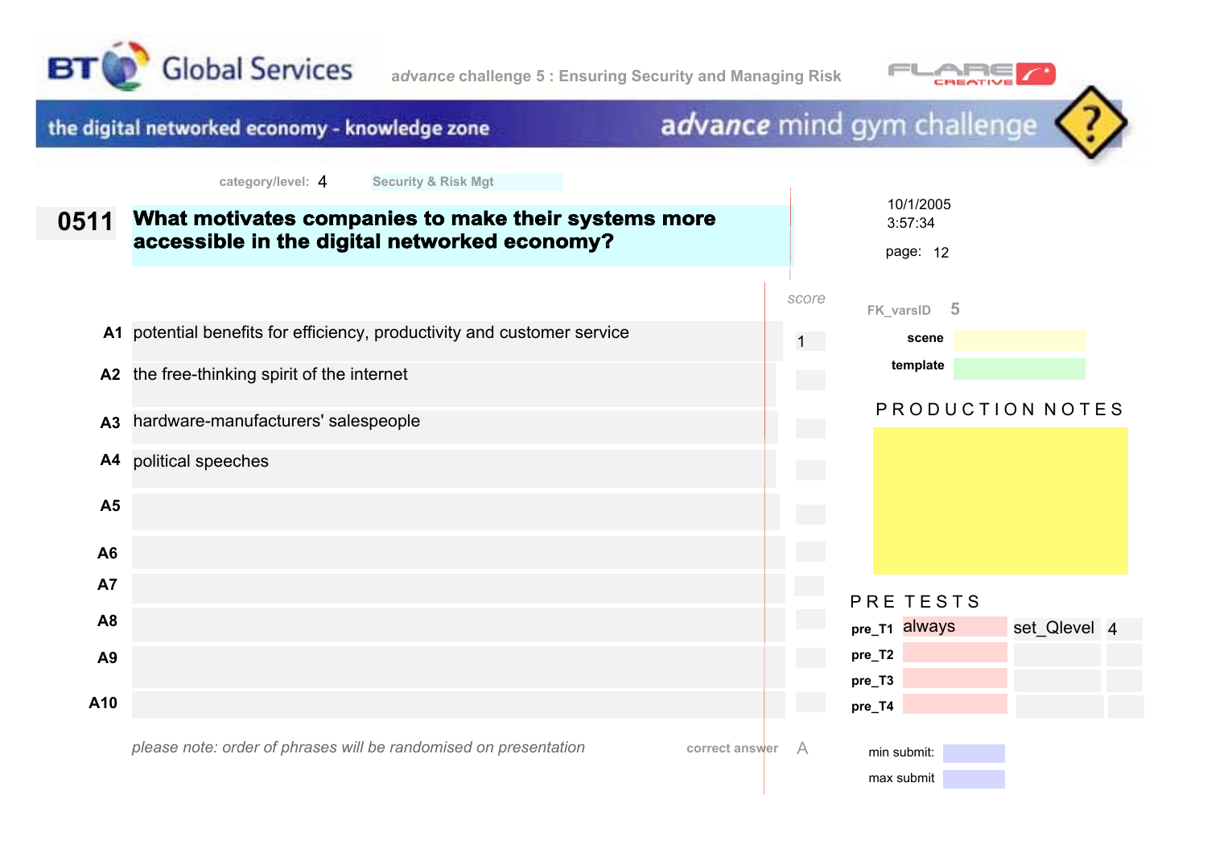BT Global Services

*advance* challenge 5 : Ensuring Security and Managing Risk

the digital networked economy - knowledge zone

*advance* mind gym challenge

category/level: 4 Security & Risk Mgt

10/1/2005
3:57:34

page: 12

## 0511 What motivates companies to make their systems more accessible in the digital networked economy?

| | | score |
|---|---|---|
| A1 | potential benefits for efficiency, productivity and customer service | 1 |
| A2 | the free-thinking spirit of the internet | |
| A3 | hardware-manufacturers' salespeople | |
| A4 | political speeches | |
| A5 | | |
| A6 | | |
| A7 | | |
| A8 | | |
| A9 | | |
| A10 | | |

*please note: order of phrases will be randomised on presentation*

correct answer A

FK_varsID 5

scene

template

PRODUCTION NOTES

PRE TESTS

| | | | |
|---|---|---|---|
| pre_T1 | always | set_Qlevel | 4 |
| pre_T2 | | | |
| pre_T3 | | | |
| pre_T4 | | | |

min submit:

max submit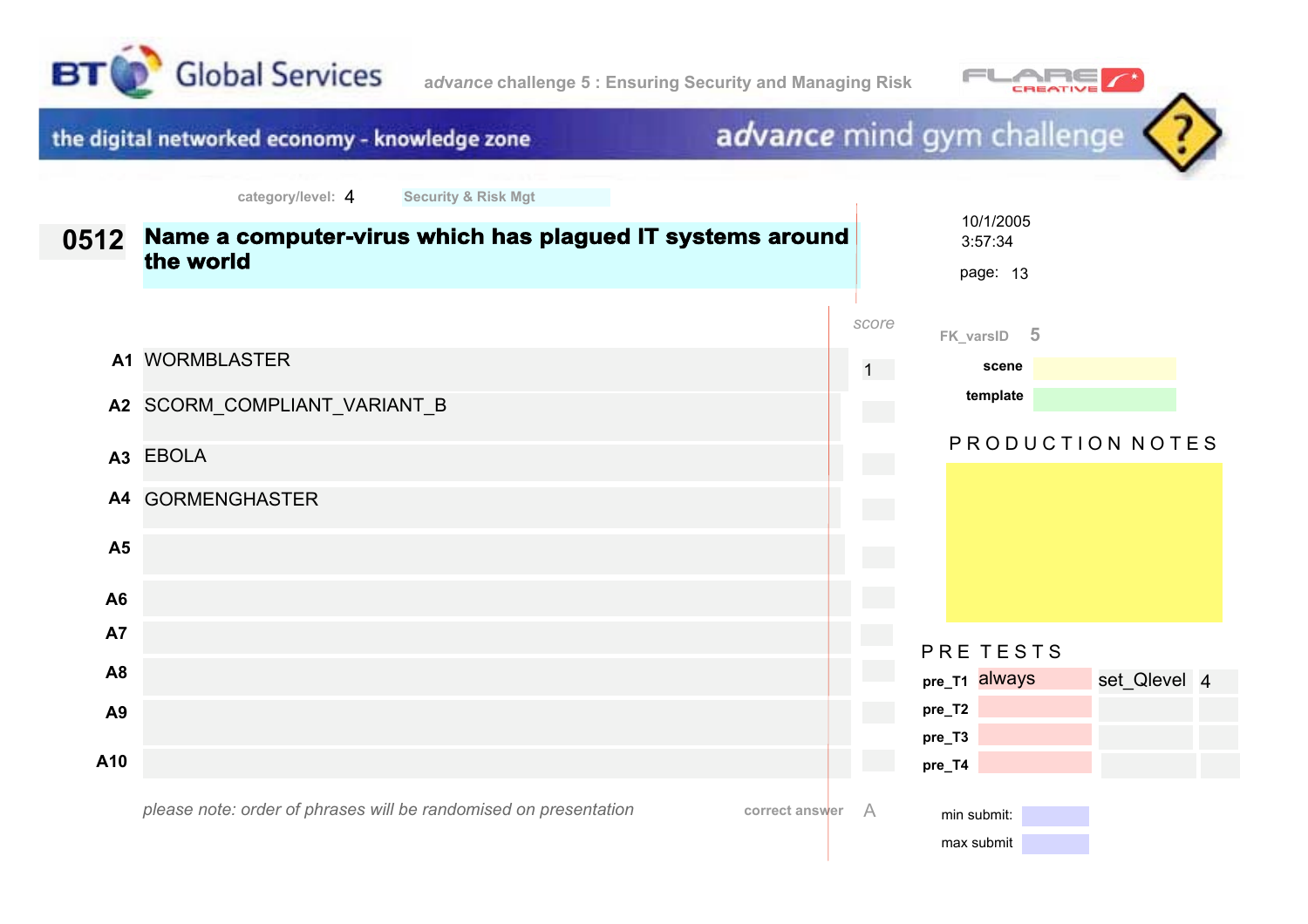BT Global Services — *advance* challenge 5 : Ensuring Security and Managing Risk

the digital networked economy - knowledge zone — *advance* mind gym challenge

category/level: 4 Security & Risk Mgt

10/1/2005
3:57:34

page: 13

## 0512 Name a computer-virus which has plagued IT systems around the world

| | | score |
|---|---|---|
| A1 | WORMBLASTER | 1 |
| A2 | SCORM_COMPLIANT_VARIANT_B | |
| A3 | EBOLA | |
| A4 | GORMENGHASTER | |
| A5 | | |
| A6 | | |
| A7 | | |
| A8 | | |
| A9 | | |
| A10 | | |

*please note: order of phrases will be randomised on presentation*

correct answer A

FK_varsID 5

scene

template

PRODUCTION NOTES

PRE TESTS

| | | | |
|---|---|---|---|
| pre_T1 | always | set_Qlevel | 4 |
| pre_T2 | | | |
| pre_T3 | | | |
| pre_T4 | | | |

min submit:

max submit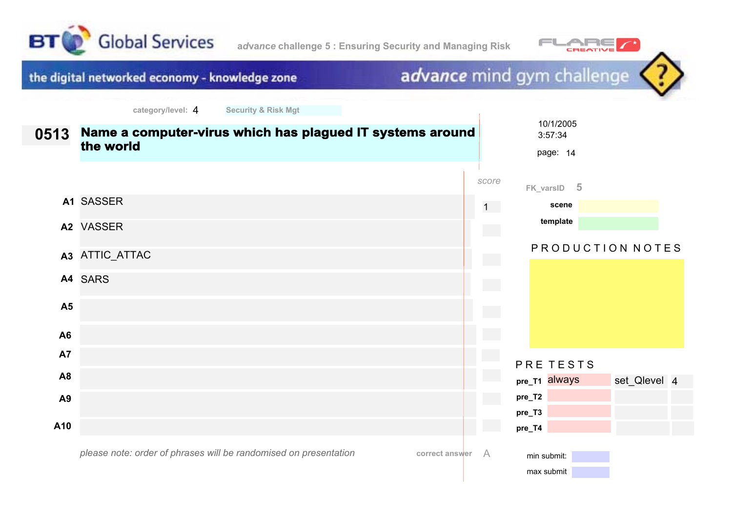BT Global Services

*advance* challenge 5 : Ensuring Security and Managing Risk

FLARE CREATIVE

the digital networked economy - knowledge zone

*advance* mind gym challenge

category/level: 4 Security & Risk Mgt

10/1/2005
3:57:34

page: 14

## 0513 Name a computer-virus which has plagued IT systems around the world

| | | score |
|---|---|---|
| A1 | SASSER | 1 |
| A2 | VASSER | |
| A3 | ATTIC_ATTAC | |
| A4 | SARS | |
| A5 | | |
| A6 | | |
| A7 | | |
| A8 | | |
| A9 | | |
| A10 | | |

*please note: order of phrases will be randomised on presentation*

correct answer A

FK_varsID 5

scene

template

PRODUCTION NOTES

PRE TESTS

| | | | |
|---|---|---|---|
| pre_T1 | always | set_Qlevel | 4 |
| pre_T2 | | | |
| pre_T3 | | | |
| pre_T4 | | | |

min submit:

max submit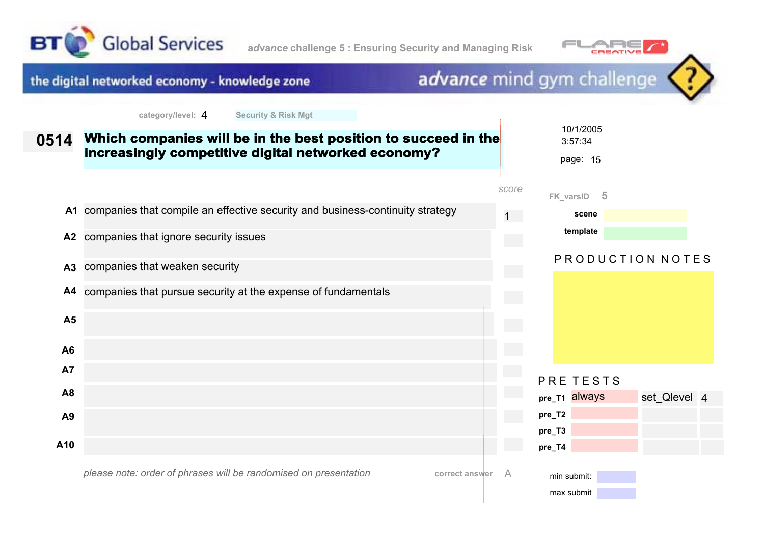BT Global Services

*advance* challenge 5 : Ensuring Security and Managing Risk

FLARE CREATIVE

the digital networked economy - knowledge zone

*advance* mind gym challenge

category/level: 4 Security & Risk Mgt

10/1/2005
3:57:34

page: 15

## 0514 Which companies will be in the best position to succeed in the increasingly competitive digital networked economy?

| | | score |
|---|---|---|
| A1 | companies that compile an effective security and business-continuity strategy | 1 |
| A2 | companies that ignore security issues | |
| A3 | companies that weaken security | |
| A4 | companies that pursue security at the expense of fundamentals | |
| A5 | | |
| A6 | | |
| A7 | | |
| A8 | | |
| A9 | | |
| A10 | | |

*please note: order of phrases will be randomised on presentation*

correct answer A

FK_varsID 5

scene

template

PRODUCTION NOTES

PRE TESTS

| | | | |
|---|---|---|---|
| pre_T1 | always | set_Qlevel | 4 |
| pre_T2 | | | |
| pre_T3 | | | |
| pre_T4 | | | |

min submit:

max submit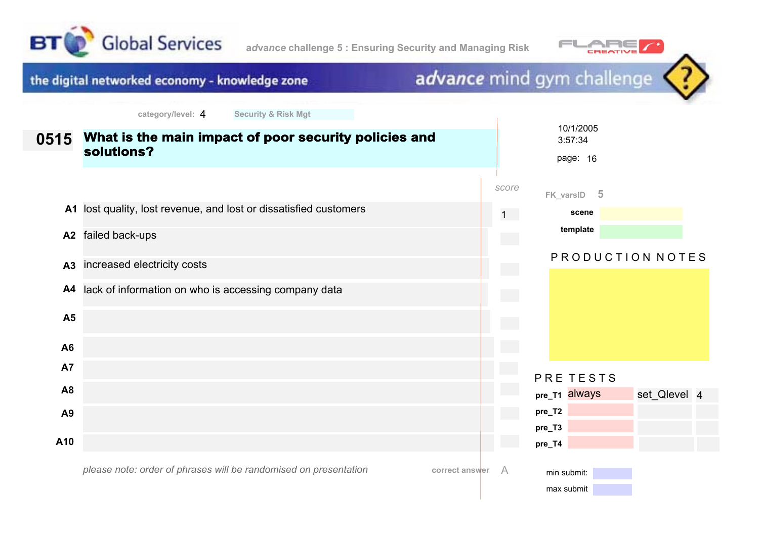BT Global Services

*advance* challenge 5 : Ensuring Security and Managing Risk

the digital networked economy - knowledge zone

*advance* mind gym challenge

category/level: 4 Security & Risk Mgt

10/1/2005
3:57:34

## 0515 What is the main impact of poor security policies and solutions?

| | | score |
|---|---|---|
| A1 | lost quality, lost revenue, and lost or dissatisfied customers | 1 |
| A2 | failed back-ups | |
| A3 | increased electricity costs | |
| A4 | lack of information on who is accessing company data | |
| A5 | | |
| A6 | | |
| A7 | | |
| A8 | | |
| A9 | | |
| A10 | | |

*please note: order of phrases will be randomised on presentation*

correct answer A

FK_varsID 5

scene

template

PRODUCTION NOTES

PRE TESTS

| | | | |
|---|---|---|---|
| pre_T1 | always | set_Qlevel | 4 |
| pre_T2 | | | |
| pre_T3 | | | |
| pre_T4 | | | |

min submit:

max submit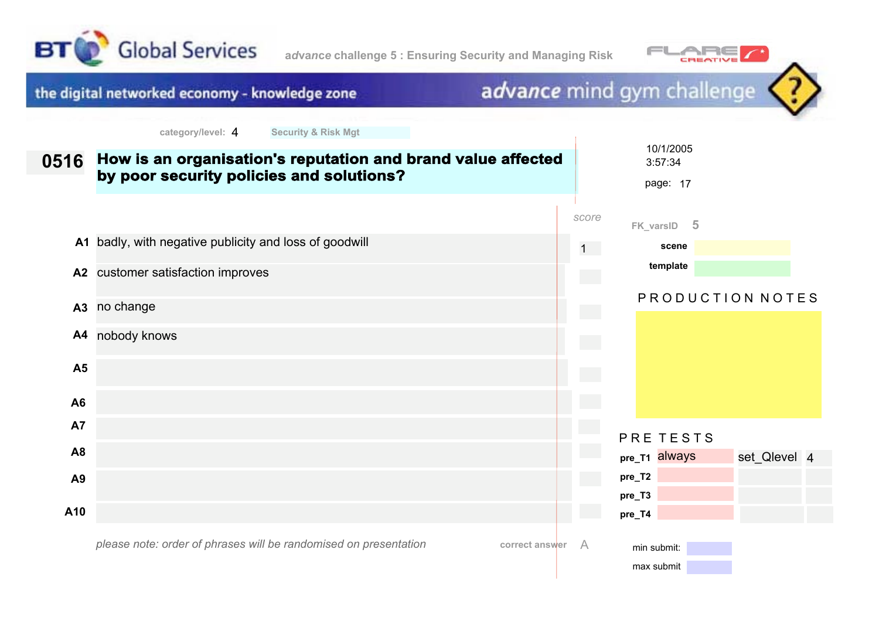BT Global Services

*advance* challenge 5 : Ensuring Security and Managing Risk

the digital networked economy - knowledge zone

*advance* mind gym challenge

category/level: 4 Security & Risk Mgt

10/1/2005
3:57:34

page: 17

## 0516 How is an organisation's reputation and brand value affected by poor security policies and solutions?

| | | score |
|---|---|---|
| A1 | badly, with negative publicity and loss of goodwill | 1 |
| A2 | customer satisfaction improves | |
| A3 | no change | |
| A4 | nobody knows | |
| A5 | | |
| A6 | | |
| A7 | | |
| A8 | | |
| A9 | | |
| A10 | | |

*please note: order of phrases will be randomised on presentation*

correct answer A

FK_varsID 5

scene

template

PRODUCTION NOTES

PRE TESTS

| | | | |
|---|---|---|---|
| pre_T1 | always | set_Qlevel | 4 |
| pre_T2 | | | |
| pre_T3 | | | |
| pre_T4 | | | |

min submit:

max submit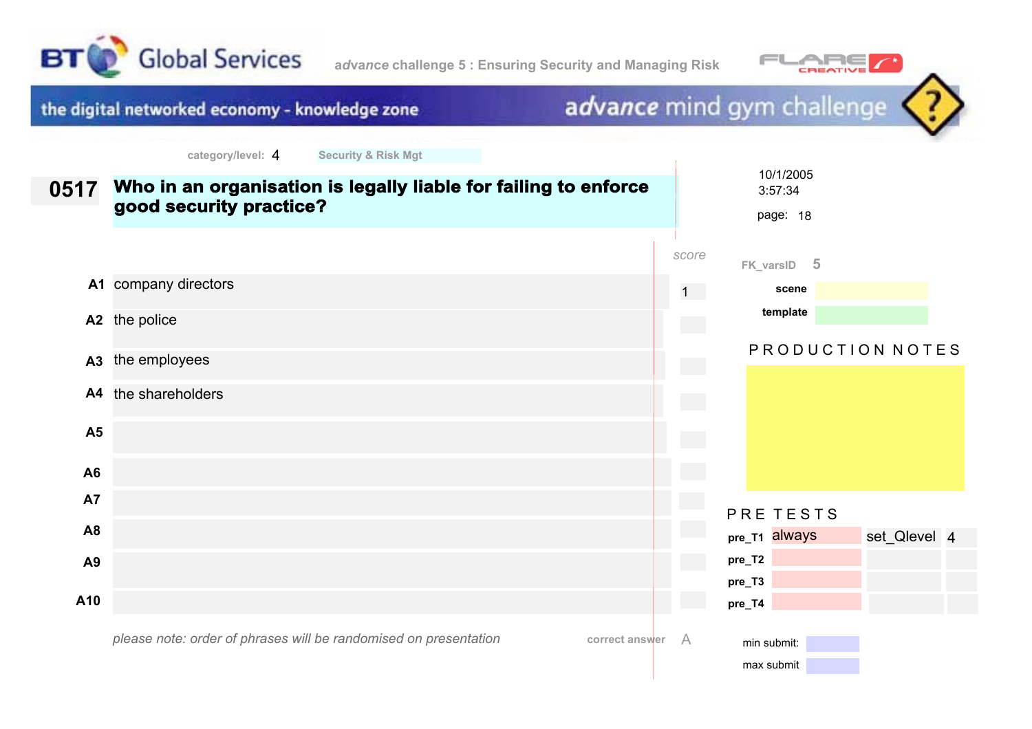BT Global Services

*advance* challenge 5 : Ensuring Security and Managing Risk

the digital networked economy - knowledge zone

*advance* mind gym challenge

category/level: 4 Security & Risk Mgt

10/1/2005
3:57:34

# 0517 Who in an organisation is legally liable for failing to enforce good security practice?

| | | score |
|---|---|---|
| A1 | company directors | 1 |
| A2 | the police | |
| A3 | the employees | |
| A4 | the shareholders | |
| A5 | | |
| A6 | | |
| A7 | | |
| A8 | | |
| A9 | | |
| A10 | | |

*please note: order of phrases will be randomised on presentation*

correct answer A

FK_varsID 5

scene

template

PRODUCTION NOTES

PRE TESTS

| | | | |
|---|---|---|---|
| pre_T1 | always | set_Qlevel | 4 |
| pre_T2 | | | |
| pre_T3 | | | |
| pre_T4 | | | |

min submit:

max submit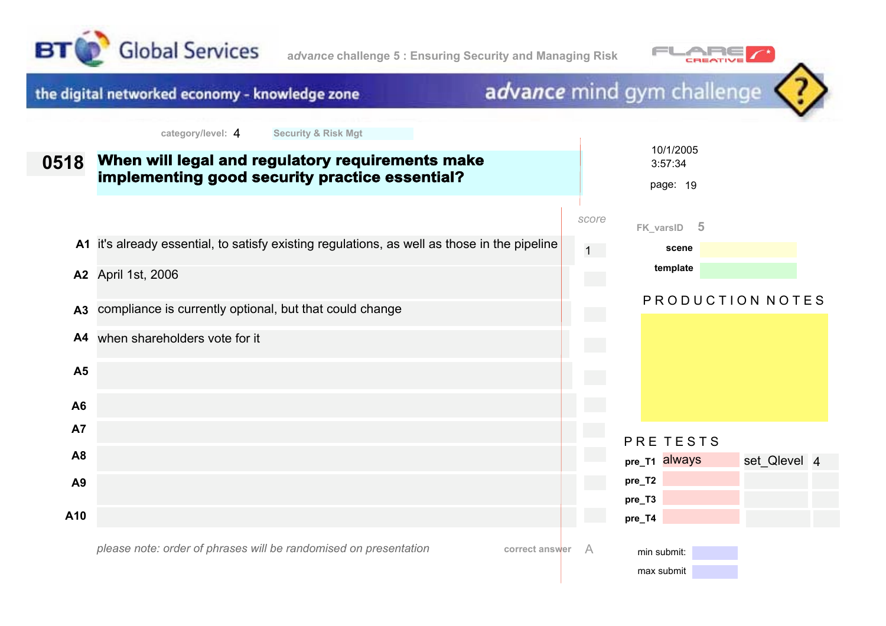BT Global Services

*advance* challenge 5 : Ensuring Security and Managing Risk

FLARE CREATIVE

the digital networked economy - knowledge zone

*advance* mind gym challenge

category/level: 4 Security & Risk Mgt

10/1/2005
3:57:34

page: 19

## 0518 When will legal and regulatory requirements make implementing good security practice essential?

| | | score |
|---|---|---|
| A1 | it's already essential, to satisfy existing regulations, as well as those in the pipeline | 1 |
| A2 | April 1st, 2006 | |
| A3 | compliance is currently optional, but that could change | |
| A4 | when shareholders vote for it | |
| A5 | | |
| A6 | | |
| A7 | | |
| A8 | | |
| A9 | | |
| A10 | | |

*please note: order of phrases will be randomised on presentation*

correct answer A

FK_varsID 5

scene

template

PRODUCTION NOTES

PRE TESTS

| | | | |
|---|---|---|---|
| pre_T1 | always | set_Qlevel | 4 |
| pre_T2 | | | |
| pre_T3 | | | |
| pre_T4 | | | |

min submit:

max submit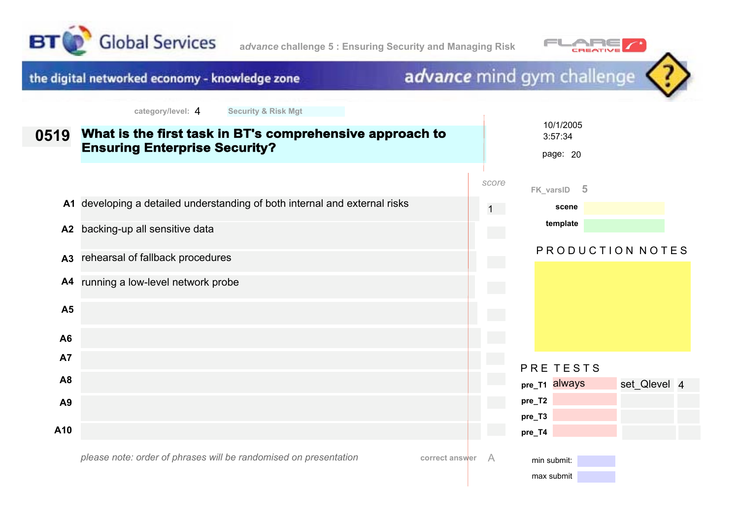BT Global Services

*advance* challenge 5 : Ensuring Security and Managing Risk

the digital networked economy - knowledge zone

*advance* mind gym challenge

category/level: 4 Security & Risk Mgt

10/1/2005
3:57:34

page: 20

## 0519 What is the first task in BT's comprehensive approach to Ensuring Enterprise Security?

| | | score |
|---|---|---|
| A1 | developing a detailed understanding of both internal and external risks | 1 |
| A2 | backing-up all sensitive data | |
| A3 | rehearsal of fallback procedures | |
| A4 | running a low-level network probe | |
| A5 | | |
| A6 | | |
| A7 | | |
| A8 | | |
| A9 | | |
| A10 | | |

*please note: order of phrases will be randomised on presentation*

correct answer A

FK_varsID 5

scene

template

PRODUCTION NOTES

PRE TESTS

| | | | |
|---|---|---|---|
| pre_T1 | always | set_Qlevel | 4 |
| pre_T2 | | | |
| pre_T3 | | | |
| pre_T4 | | | |

min submit:

max submit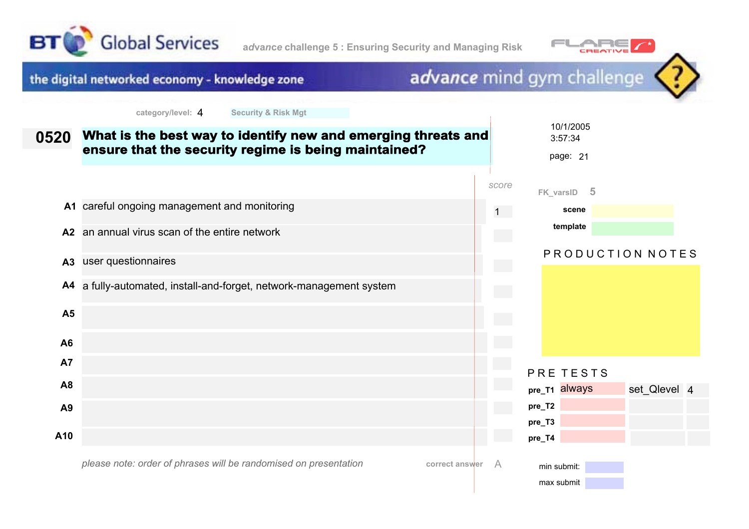BT Global Services — *advance* challenge 5 : Ensuring Security and Managing Risk — FLARE CREATIVE

the digital networked economy - knowledge zone — *advance* mind gym challenge

category/level: 4 — Security & Risk Mgt

# 0520 What is the best way to identify new and emerging threats and ensure that the security regime is being maintained?

10/1/2005
3:57:34

page: 21

| | | score |
|---|---|---|
| A1 | careful ongoing management and monitoring | 1 |
| A2 | an annual virus scan of the entire network | |
| A3 | user questionnaires | |
| A4 | a fully-automated, install-and-forget, network-management system | |
| A5 | | |
| A6 | | |
| A7 | | |
| A8 | | |
| A9 | | |
| A10 | | |

*please note: order of phrases will be randomised on presentation*

correct answer A

FK_varsID 5

scene

template

PRODUCTION NOTES

PRE TESTS

| | | | |
|---|---|---|---|
| pre_T1 | always | set_Qlevel | 4 |
| pre_T2 | | | |
| pre_T3 | | | |
| pre_T4 | | | |

min submit:

max submit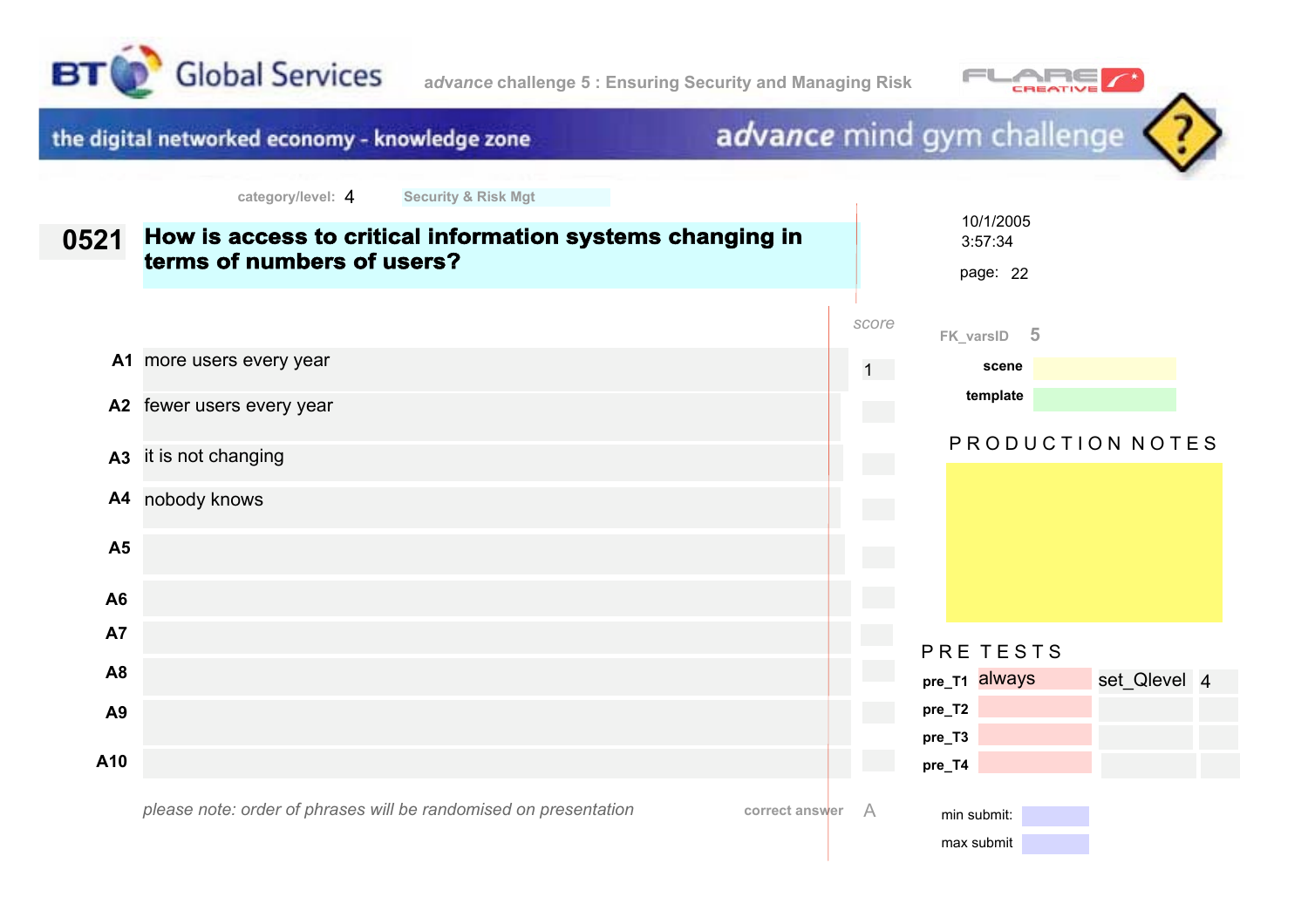BT Global Services

*advance* challenge 5 : Ensuring Security and Managing Risk

FLARE CREATIVE

the digital networked economy - knowledge zone

*advance* mind gym challenge

category/level: 4 Security & Risk Mgt

10/1/2005
3:57:34

page: 22

## 0521 How is access to critical information systems changing in terms of numbers of users?

| | | score |
|---|---|---|
| A1 | more users every year | 1 |
| A2 | fewer users every year | |
| A3 | it is not changing | |
| A4 | nobody knows | |
| A5 | | |
| A6 | | |
| A7 | | |
| A8 | | |
| A9 | | |
| A10 | | |

*please note: order of phrases will be randomised on presentation*

correct answer A

FK_varsID 5

scene

template

PRODUCTION NOTES

PRE TESTS

| | | | |
|---|---|---|---|
| pre_T1 | always | set_Qlevel | 4 |
| pre_T2 | | | |
| pre_T3 | | | |
| pre_T4 | | | |

min submit:

max submit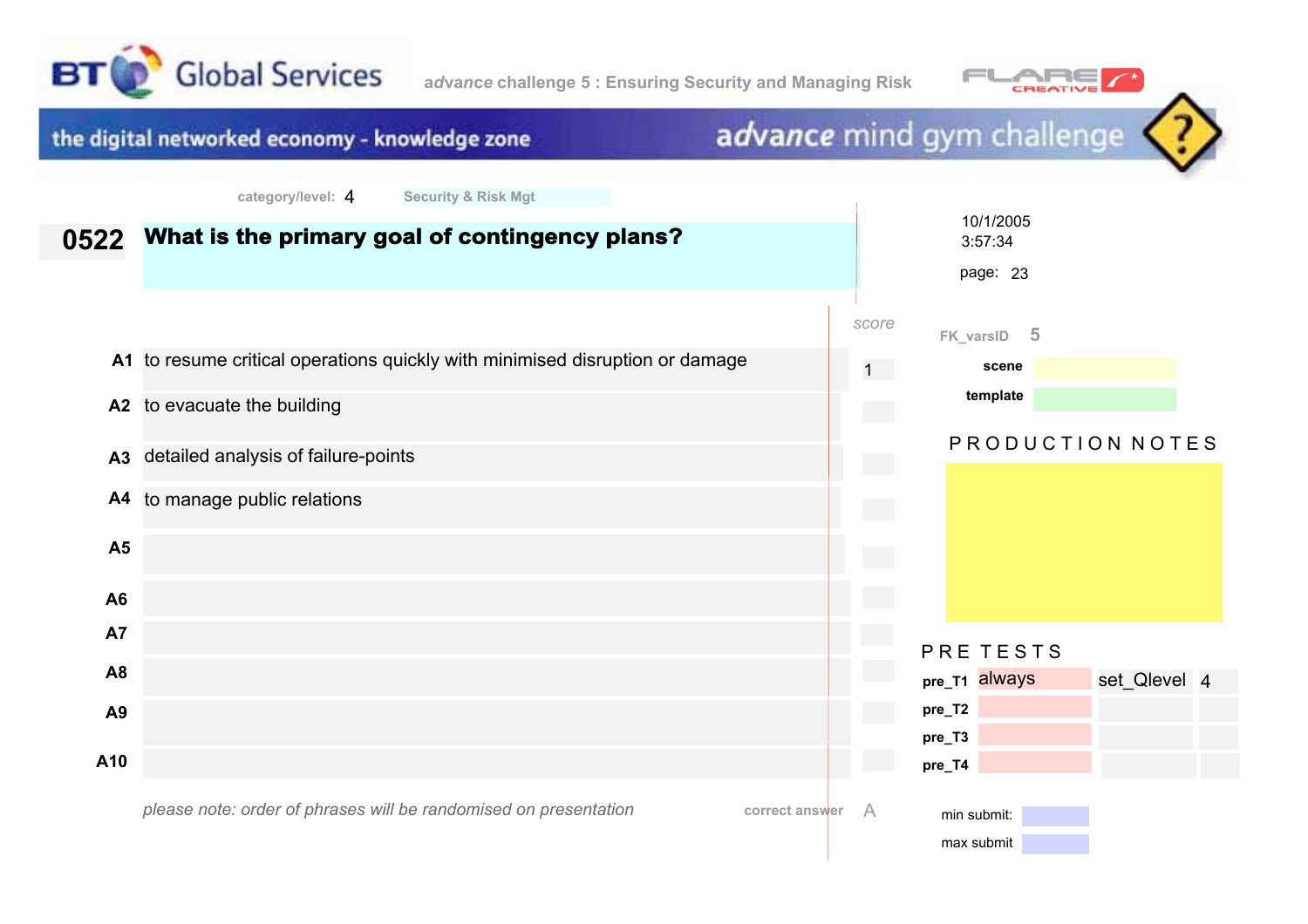BT Global Services — *advance* challenge 5 : Ensuring Security and Managing Risk

the digital networked economy - knowledge zone — *advance* mind gym challenge

category/level: 4 Security & Risk Mgt

10/1/2005
3:57:34

page: 23

## 0522 What is the primary goal of contingency plans?

| | | score |
|---|---|---|
| A1 | to resume critical operations quickly with minimised disruption or damage | 1 |
| A2 | to evacuate the building | |
| A3 | detailed analysis of failure-points | |
| A4 | to manage public relations | |
| A5 | | |
| A6 | | |
| A7 | | |
| A8 | | |
| A9 | | |
| A10 | | |

*please note: order of phrases will be randomised on presentation*

correct answer A

FK_varsID 5

scene

template

PRODUCTION NOTES

PRE TESTS

| | | | |
|---|---|---|---|
| pre_T1 | always | set_Qlevel | 4 |
| pre_T2 | | | |
| pre_T3 | | | |
| pre_T4 | | | |

min submit:

max submit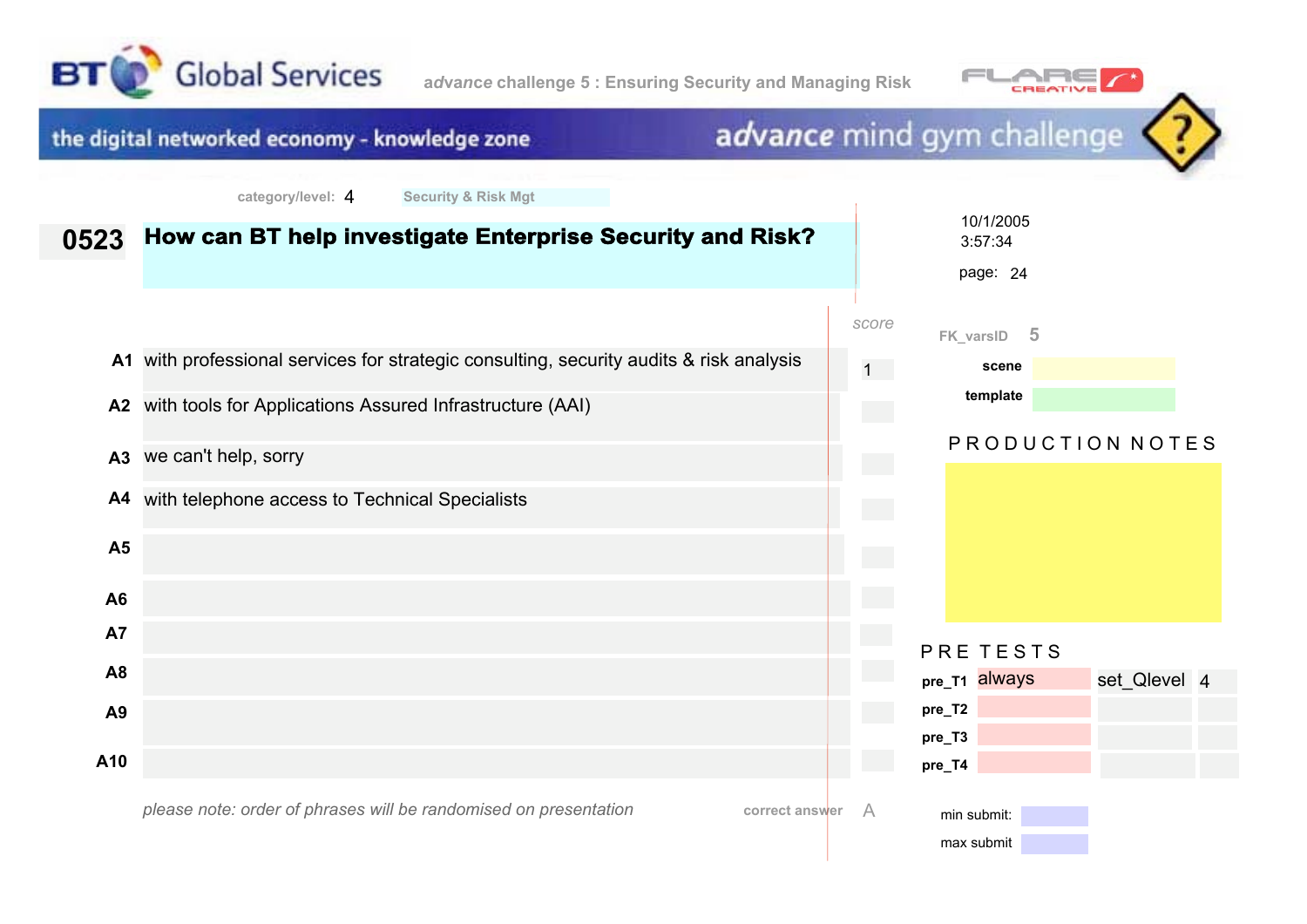BT Global Services — *advance* challenge 5 : Ensuring Security and Managing Risk

the digital networked economy - knowledge zone — *advance* mind gym challenge

category/level: 4 Security & Risk Mgt

10/1/2005
3:57:34

page: 24

## 0523 How can BT help investigate Enterprise Security and Risk?

| | | score |
|---|---|---|
| A1 | with professional services for strategic consulting, security audits & risk analysis | 1 |
| A2 | with tools for Applications Assured Infrastructure (AAI) | |
| A3 | we can't help, sorry | |
| A4 | with telephone access to Technical Specialists | |
| A5 | | |
| A6 | | |
| A7 | | |
| A8 | | |
| A9 | | |
| A10 | | |

*please note: order of phrases will be randomised on presentation*

correct answer A

FK_varsID 5

scene

template

PRODUCTION NOTES

PRE TESTS

| | | | |
|---|---|---|---|
| pre_T1 | always | set_Qlevel | 4 |
| pre_T2 | | | |
| pre_T3 | | | |
| pre_T4 | | | |

min submit:

max submit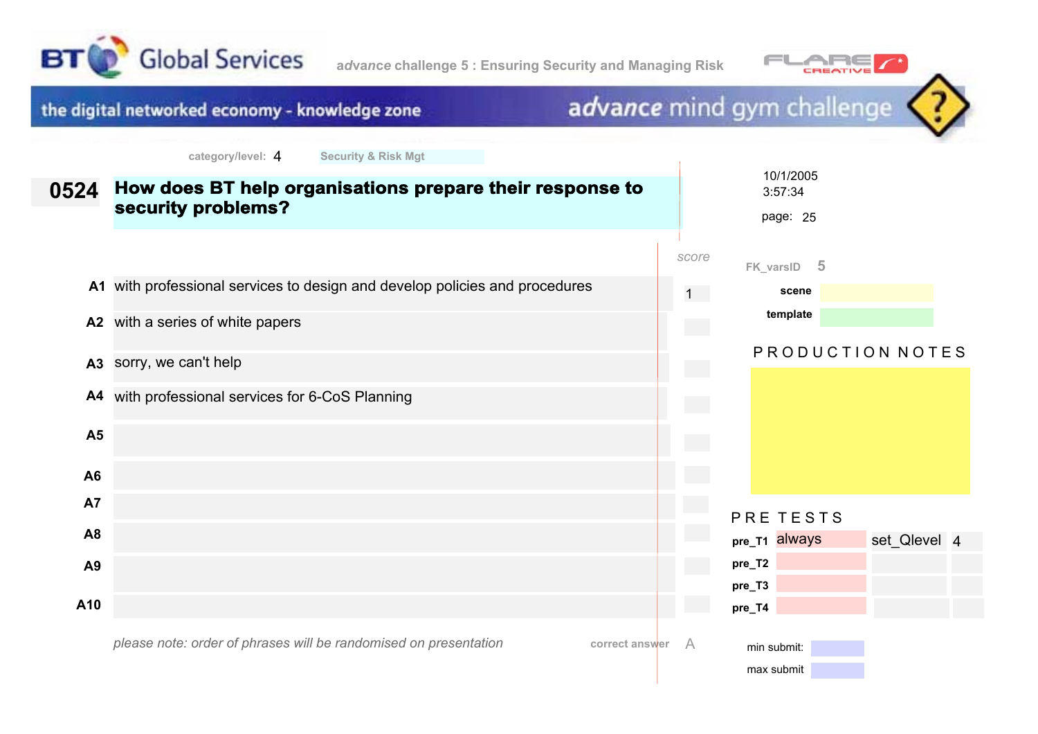BT Global Services

*advance* challenge 5 : Ensuring Security and Managing Risk

the digital networked economy - knowledge zone

*advance* mind gym challenge

category/level: 4 Security & Risk Mgt

10/1/2005
3:57:34

page: 25

## 0524 How does BT help organisations prepare their response to security problems?

| | | score |
|---|---|---|
| A1 | with professional services to design and develop policies and procedures | 1 |
| A2 | with a series of white papers | |
| A3 | sorry, we can't help | |
| A4 | with professional services for 6-CoS Planning | |
| A5 | | |
| A6 | | |
| A7 | | |
| A8 | | |
| A9 | | |
| A10 | | |

*please note: order of phrases will be randomised on presentation*

correct answer A

FK_varsID 5

scene

template

PRODUCTION NOTES

PRE TESTS

| | | | |
|---|---|---|---|
| pre_T1 | always | set_Qlevel | 4 |
| pre_T2 | | | |
| pre_T3 | | | |
| pre_T4 | | | |

min submit:

max submit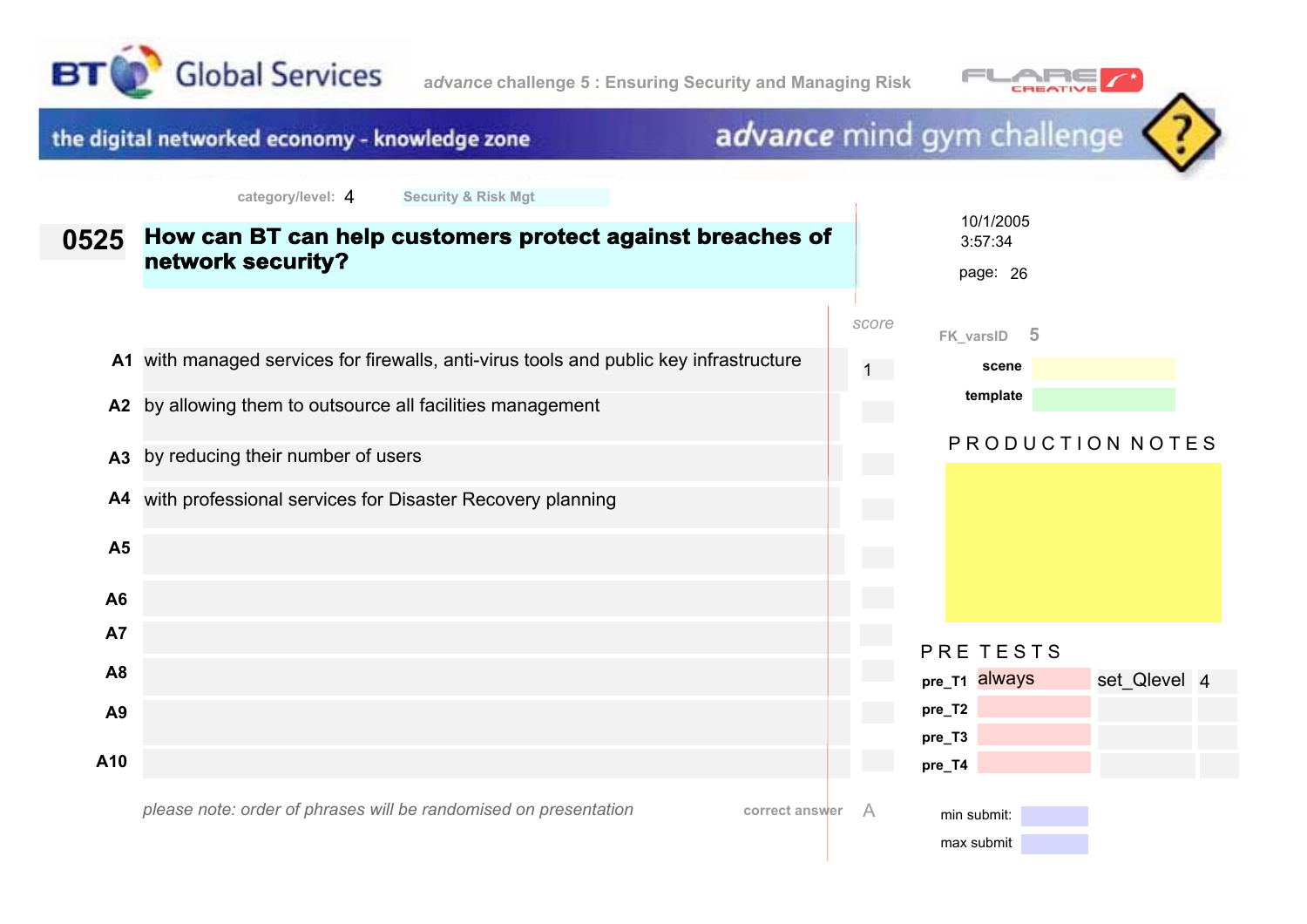BT Global Services

*advance* challenge 5 : Ensuring Security and Managing Risk

the digital networked economy - knowledge zone

*advance* mind gym challenge

category/level: 4 Security & Risk Mgt

10/1/2005
3:57:34

page: 26

# 0525 How can BT can help customers protect against breaches of network security?

| | | score |
|---|---|---|
| A1 | with managed services for firewalls, anti-virus tools and public key infrastructure | 1 |
| A2 | by allowing them to outsource all facilities management | |
| A3 | by reducing their number of users | |
| A4 | with professional services for Disaster Recovery planning | |
| A5 | | |
| A6 | | |
| A7 | | |
| A8 | | |
| A9 | | |
| A10 | | |

*please note: order of phrases will be randomised on presentation*

correct answer A

FK_varsID 5

scene

template

PRODUCTION NOTES

PRE TESTS

| | | | |
|---|---|---|---|
| pre_T1 | always | set_Qlevel | 4 |
| pre_T2 | | | |
| pre_T3 | | | |
| pre_T4 | | | |

min submit:

max submit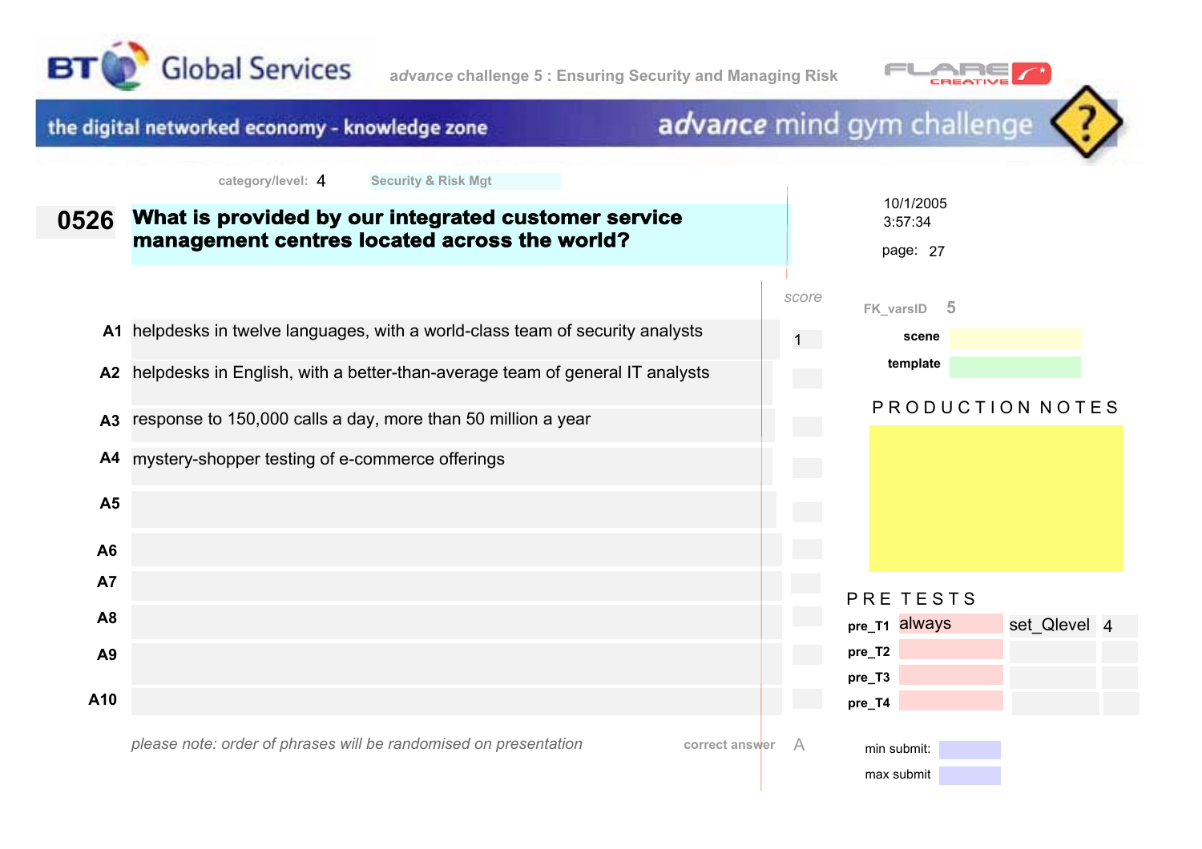BT Global Services — *advance* challenge 5 : Ensuring Security and Managing Risk

the digital networked economy - knowledge zone — *advance* mind gym challenge

category/level: 4 Security & Risk Mgt

10/1/2005
3:57:34

page: 27

## 0526 What is provided by our integrated customer service management centres located across the world?

| | | score |
|---|---|---|
| A1 | helpdesks in twelve languages, with a world-class team of security analysts | 1 |
| A2 | helpdesks in English, with a better-than-average team of general IT analysts | |
| A3 | response to 150,000 calls a day, more than 50 million a year | |
| A4 | mystery-shopper testing of e-commerce offerings | |
| A5 | | |
| A6 | | |
| A7 | | |
| A8 | | |
| A9 | | |
| A10 | | |

*please note: order of phrases will be randomised on presentation*

correct answer A

FK_varsID 5

scene

template

PRODUCTION NOTES

PRE TESTS

| | | | |
|---|---|---|---|
| pre_T1 | always | set_Qlevel | 4 |
| pre_T2 | | | |
| pre_T3 | | | |
| pre_T4 | | | |

min submit:

max submit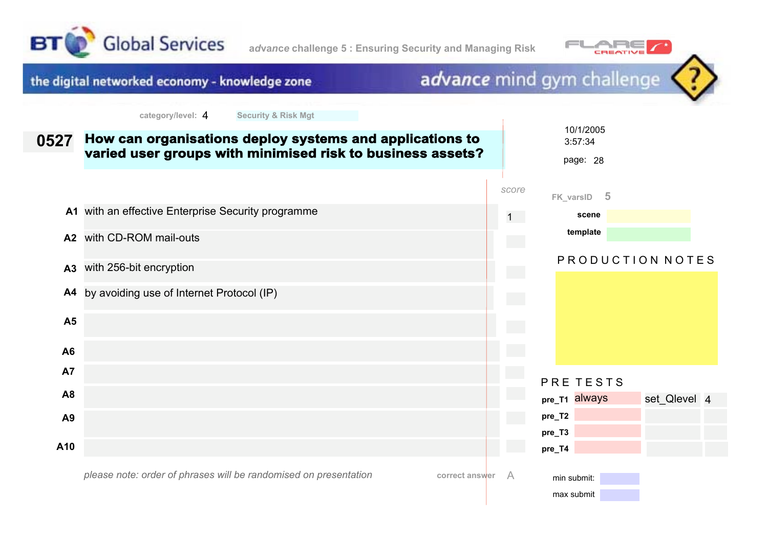BT Global Services

*advance* challenge 5 : Ensuring Security and Managing Risk

FLARE CREATIVE

the digital networked economy - knowledge zone

*advance* mind gym challenge

category/level: 4 Security & Risk Mgt

10/1/2005
3:57:34

page: 28

# 0527 How can organisations deploy systems and applications to varied user groups with minimised risk to business assets?

| | | score |
|---|---|---|
| A1 | with an effective Enterprise Security programme | 1 |
| A2 | with CD-ROM mail-outs | |
| A3 | with 256-bit encryption | |
| A4 | by avoiding use of Internet Protocol (IP) | |
| A5 | | |
| A6 | | |
| A7 | | |
| A8 | | |
| A9 | | |
| A10 | | |

*please note: order of phrases will be randomised on presentation*

correct answer A

FK_varsID 5

**scene**

**template**

PRODUCTION NOTES

PRE TESTS

| | | | |
|---|---|---|---|
| pre_T1 | always | set_Qlevel | 4 |
| pre_T2 | | | |
| pre_T3 | | | |
| pre_T4 | | | |

min submit:

max submit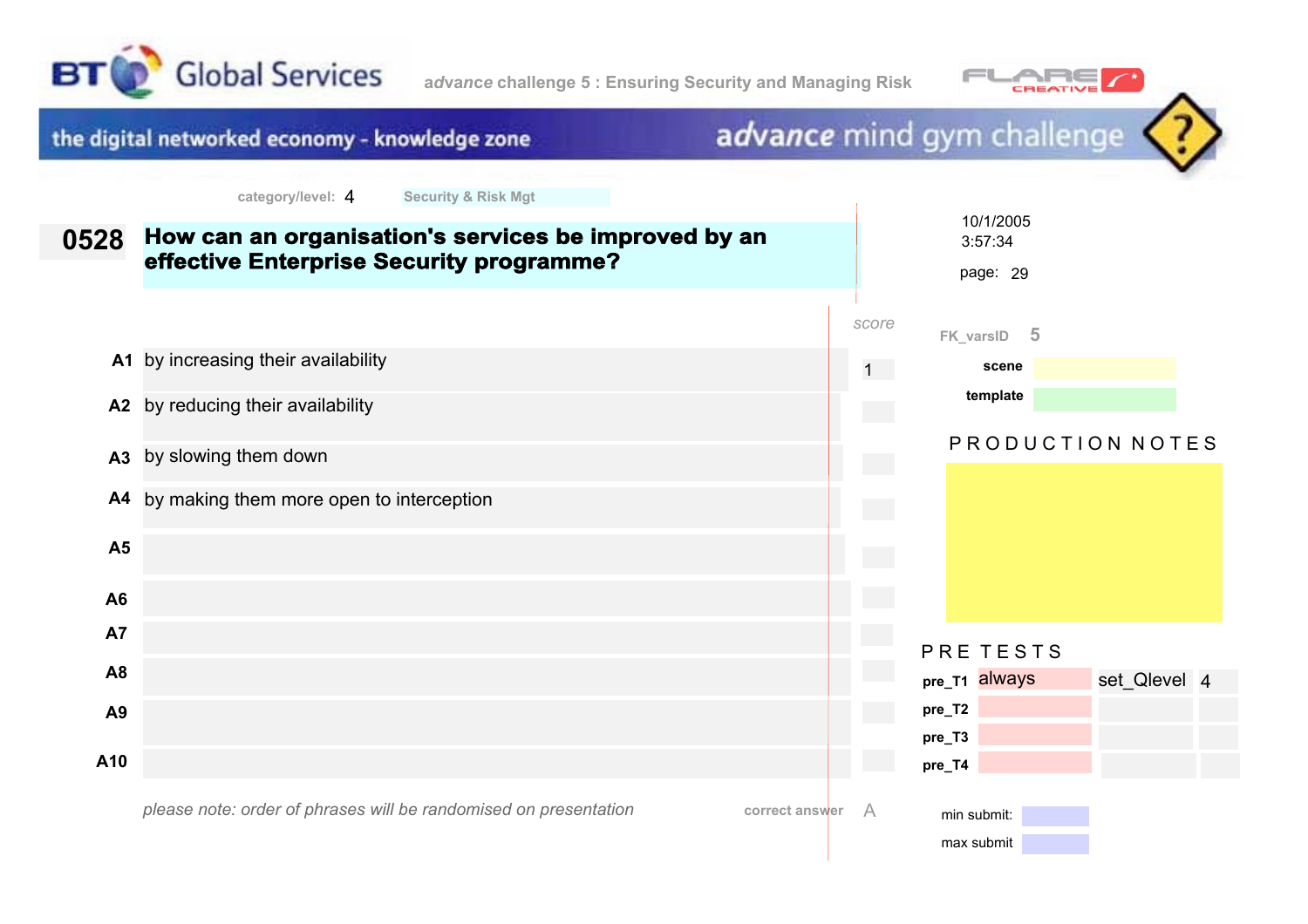BT Global Services

*advance* challenge 5 : Ensuring Security and Managing Risk

FLARE CREATIVE

the digital networked economy - knowledge zone

*advance* mind gym challenge

category/level: 4 Security & Risk Mgt

10/1/2005
3:57:34

page: 29

## 0528 How can an organisation's services be improved by an effective Enterprise Security programme?

| | | *score* |
|---|---|---|
| A1 | by increasing their availability | 1 |
| A2 | by reducing their availability | |
| A3 | by slowing them down | |
| A4 | by making them more open to interception | |
| A5 | | |
| A6 | | |
| A7 | | |
| A8 | | |
| A9 | | |
| A10 | | |

*please note: order of phrases will be randomised on presentation*

correct answer A

FK_varsID 5

scene

template

PRODUCTION NOTES

PRE TESTS

| | | | |
|---|---|---|---|
| pre_T1 | always | set_Qlevel | 4 |
| pre_T2 | | | |
| pre_T3 | | | |
| pre_T4 | | | |

min submit:

max submit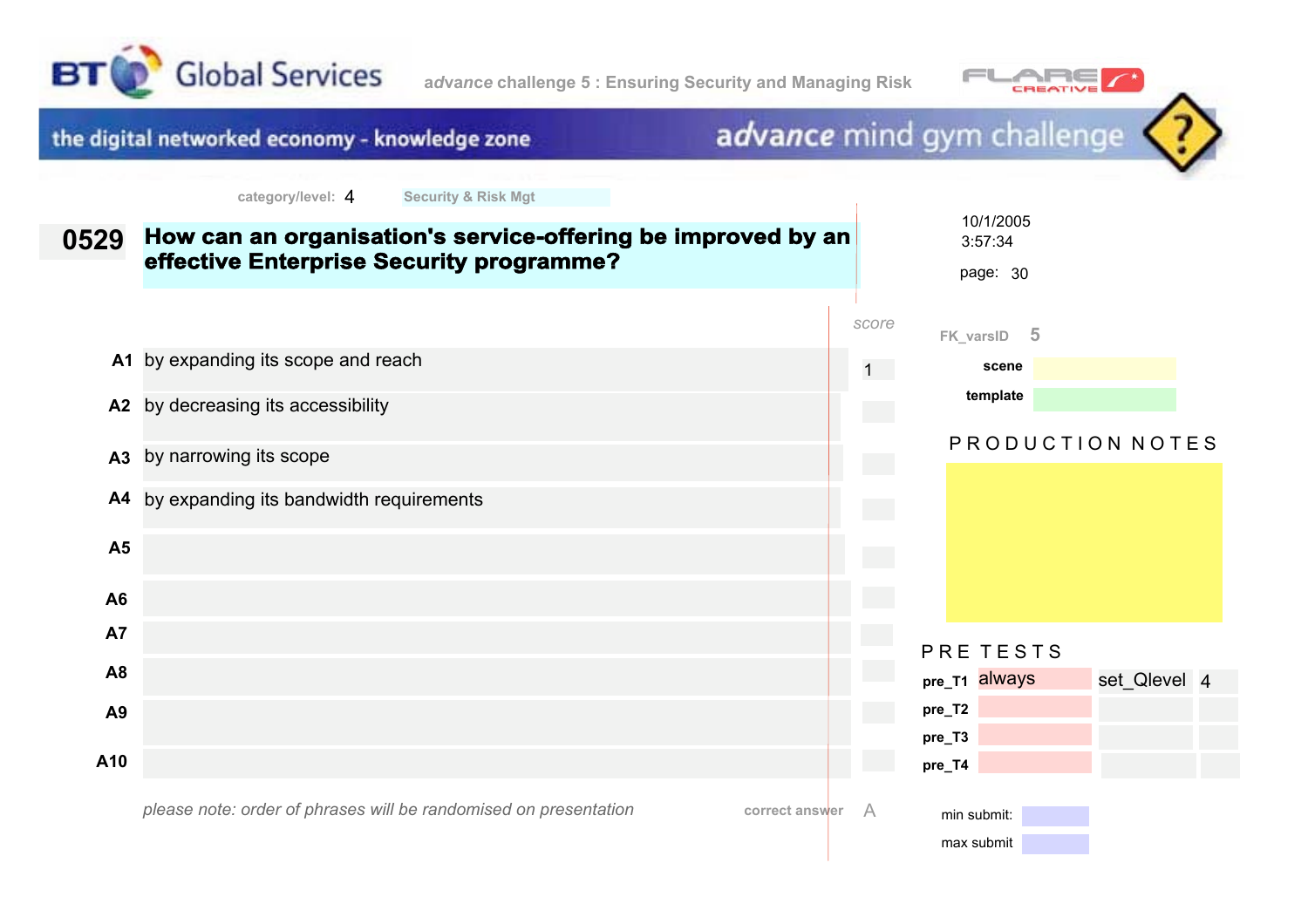BT Global Services

*advance* challenge 5 : Ensuring Security and Managing Risk

the digital networked economy - knowledge zone

*advance* mind gym challenge

category/level: 4 Security & Risk Mgt

10/1/2005
3:57:34

page: 30

## 0529 How can an organisation's service-offering be improved by an effective Enterprise Security programme?

| | | score |
|---|---|---|
| A1 | by expanding its scope and reach | 1 |
| A2 | by decreasing its accessibility | |
| A3 | by narrowing its scope | |
| A4 | by expanding its bandwidth requirements | |
| A5 | | |
| A6 | | |
| A7 | | |
| A8 | | |
| A9 | | |
| A10 | | |

*please note: order of phrases will be randomised on presentation*

correct answer A

FK_varsID 5

**scene**

**template**

PRODUCTION NOTES

PRE TESTS

| | | | |
|---|---|---|---|
| **pre_T1** | always | set_Qlevel | 4 |
| **pre_T2** | | | |
| **pre_T3** | | | |
| **pre_T4** | | | |

min submit:

max submit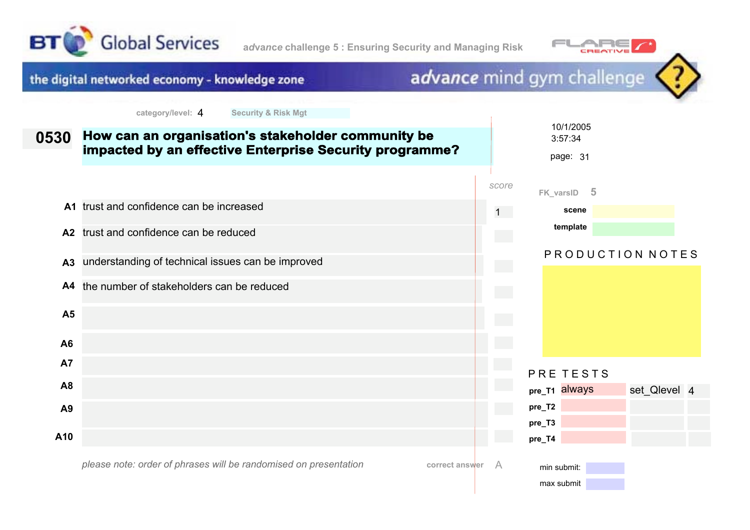BT Global Services

*advance* challenge 5 : Ensuring Security and Managing Risk

FLARE CREATIVE

the digital networked economy - knowledge zone

*advance* mind gym challenge

category/level: 4 Security & Risk Mgt

10/1/2005
3:57:34

## 0530 How can an organisation's stakeholder community be impacted by an effective Enterprise Security programme?

| | | score |
|---|---|---|
| A1 | trust and confidence can be increased | 1 |
| A2 | trust and confidence can be reduced | |
| A3 | understanding of technical issues can be improved | |
| A4 | the number of stakeholders can be reduced | |
| A5 | | |
| A6 | | |
| A7 | | |
| A8 | | |
| A9 | | |
| A10 | | |

*please note: order of phrases will be randomised on presentation*

correct answer A

FK_varsID 5

scene

template

PRODUCTION NOTES

PRE TESTS

| | | | |
|---|---|---|---|
| pre_T1 | always | set_Qlevel | 4 |
| pre_T2 | | | |
| pre_T3 | | | |
| pre_T4 | | | |

min submit:

max submit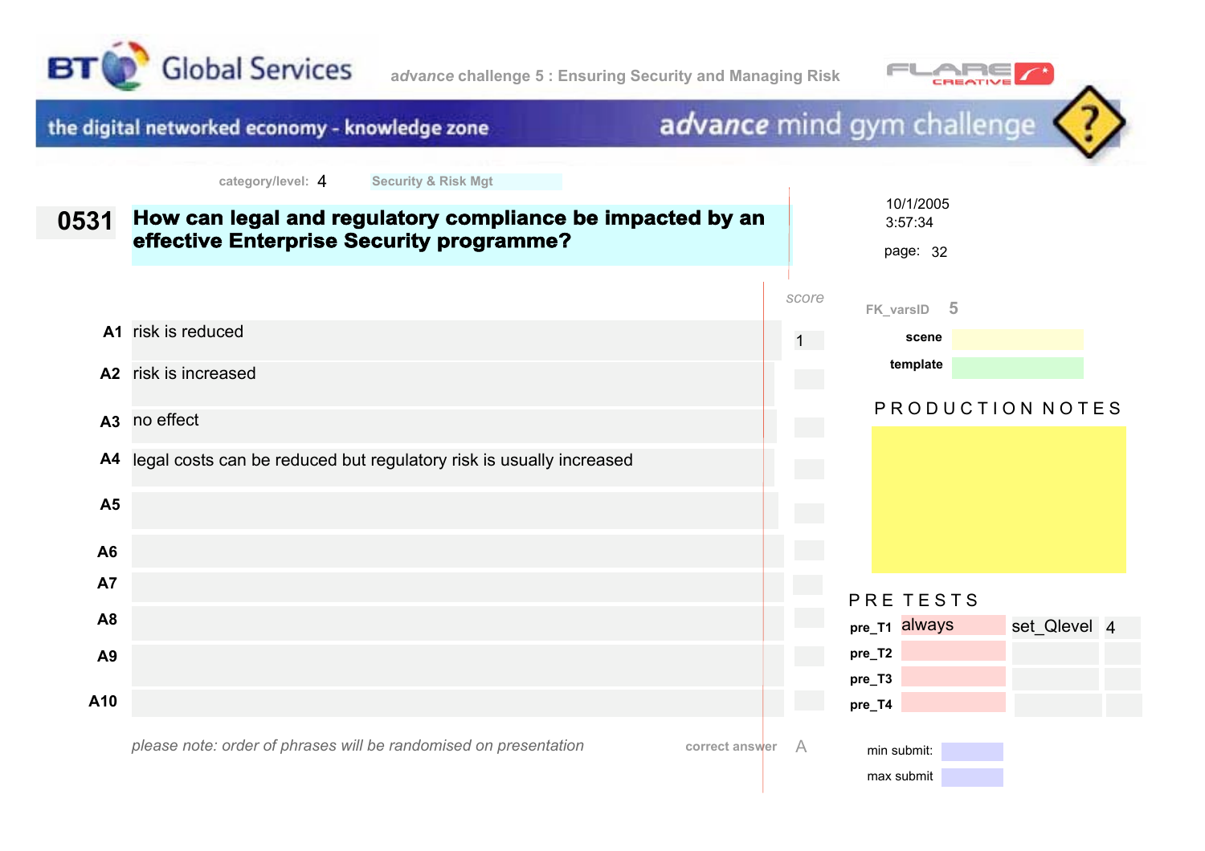BT Global Services

*advance* challenge 5 : Ensuring Security and Managing Risk

FLARE CREATIVE

the digital networked economy - knowledge zone

*advance* mind gym challenge

category/level: 4 Security & Risk Mgt

10/1/2005
3:57:34

page: 32

## 0531 How can legal and regulatory compliance be impacted by an effective Enterprise Security programme?

| | | *score* |
|---|---|---|
| A1 | risk is reduced | 1 |
| A2 | risk is increased | |
| A3 | no effect | |
| A4 | legal costs can be reduced but regulatory risk is usually increased | |
| A5 | | |
| A6 | | |
| A7 | | |
| A8 | | |
| A9 | | |
| A10 | | |

*please note: order of phrases will be randomised on presentation*

correct answer A

FK_varsID 5

**scene**

**template**

P R O D U C T I O N N O T E S

P R E T E S T S

| | | | |
|---|---|---|---|
| **pre_T1** | always | set_Qlevel | 4 |
| **pre_T2** | | | |
| **pre_T3** | | | |
| **pre_T4** | | | |

min submit:

max submit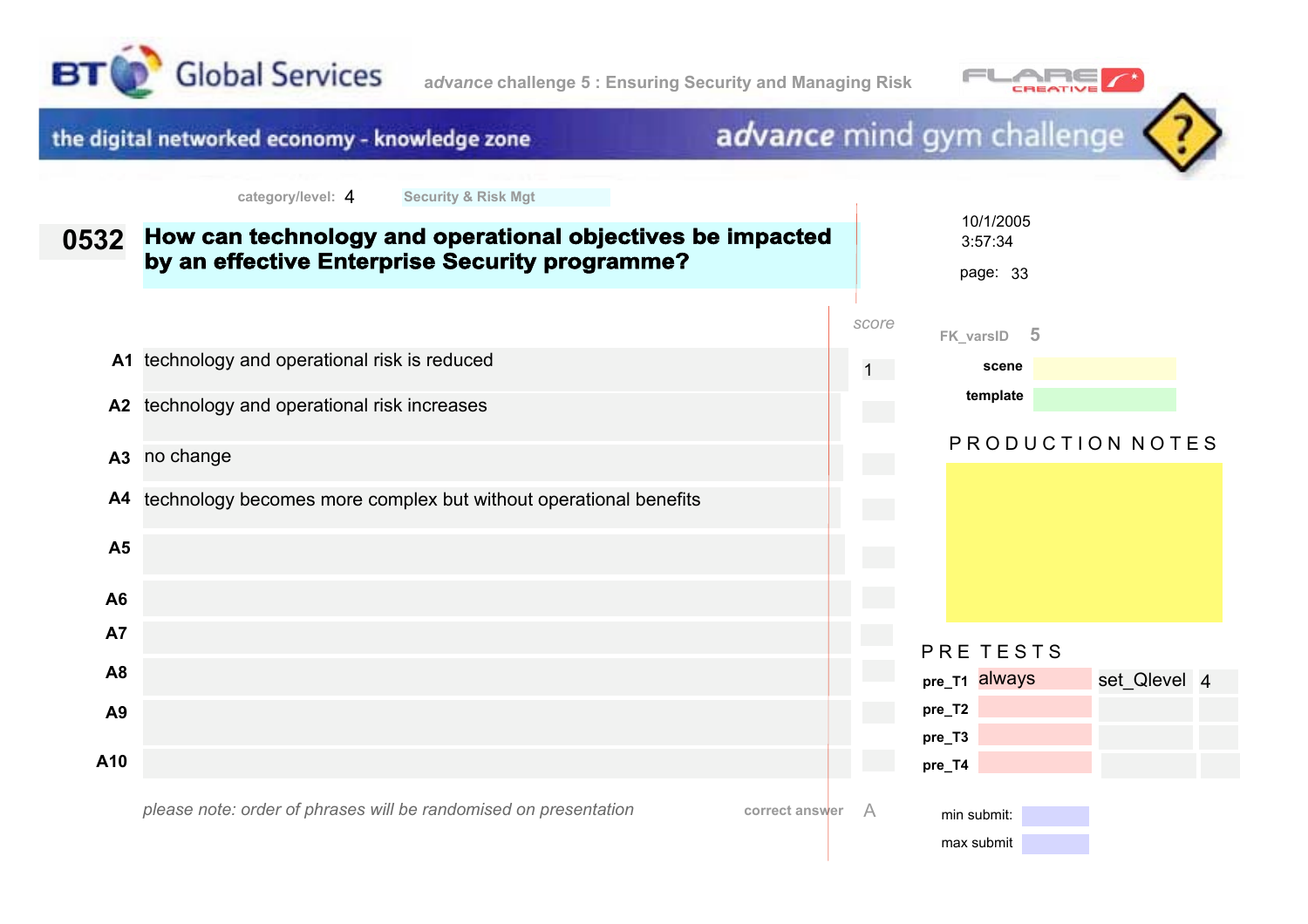BT Global Services

*advance* challenge 5 : Ensuring Security and Managing Risk

FLARE CREATIVE

the digital networked economy - knowledge zone

*advance* mind gym challenge

category/level: 4 Security & Risk Mgt

## 0532 How can technology and operational objectives be impacted by an effective Enterprise Security programme?

10/1/2005
3:57:34

page: 33

| | | score |
|---|---|---|
| A1 | technology and operational risk is reduced | 1 |
| A2 | technology and operational risk increases | |
| A3 | no change | |
| A4 | technology becomes more complex but without operational benefits | |
| A5 | | |
| A6 | | |
| A7 | | |
| A8 | | |
| A9 | | |
| A10 | | |

*please note: order of phrases will be randomised on presentation*

correct answer A

FK_varsID 5

scene

template

PRODUCTION NOTES

PRE TESTS

| | | | |
|---|---|---|---|
| pre_T1 | always | set_Qlevel | 4 |
| pre_T2 | | | |
| pre_T3 | | | |
| pre_T4 | | | |

min submit:

max submit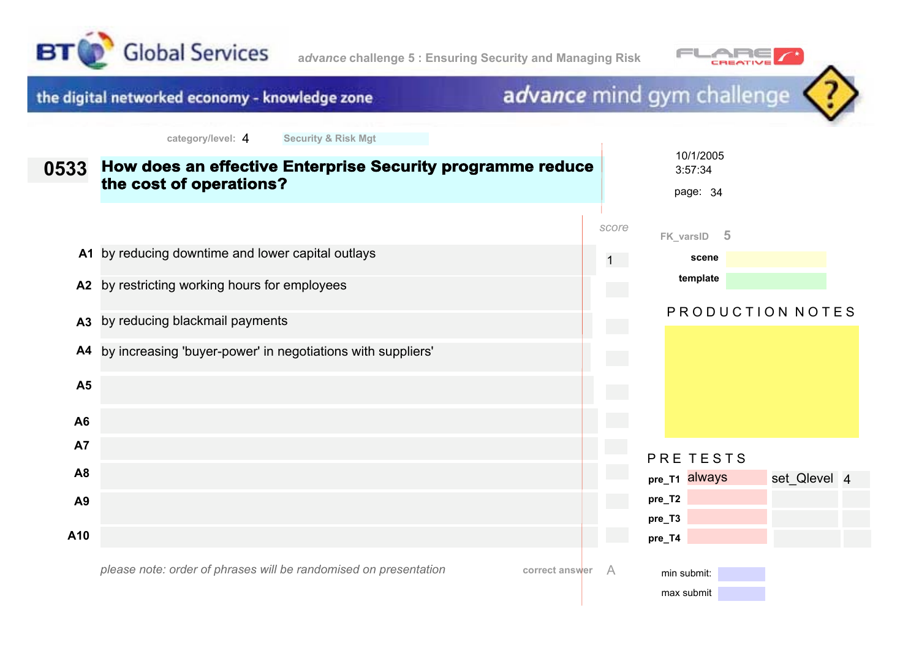BT Global Services

*advance* challenge 5 : Ensuring Security and Managing Risk

FLARE CREATIVE

the digital networked economy - knowledge zone

*advance* mind gym challenge

category/level: 4 Security & Risk Mgt

10/1/2005
3:57:34

page: 34

# 0533 How does an effective Enterprise Security programme reduce the cost of operations?

| | | score |
|---|---|---|
| A1 | by reducing downtime and lower capital outlays | 1 |
| A2 | by restricting working hours for employees | |
| A3 | by reducing blackmail payments | |
| A4 | by increasing 'buyer-power' in negotiations with suppliers' | |
| A5 | | |
| A6 | | |
| A7 | | |
| A8 | | |
| A9 | | |
| A10 | | |

*please note: order of phrases will be randomised on presentation*

correct answer A

FK_varsID 5

**scene**

**template**

PRODUCTION NOTES

PRE TESTS

| | | | |
|---|---|---|---|
| **pre_T1** | always | set_Qlevel | 4 |
| **pre_T2** | | | |
| **pre_T3** | | | |
| **pre_T4** | | | |

min submit:

max submit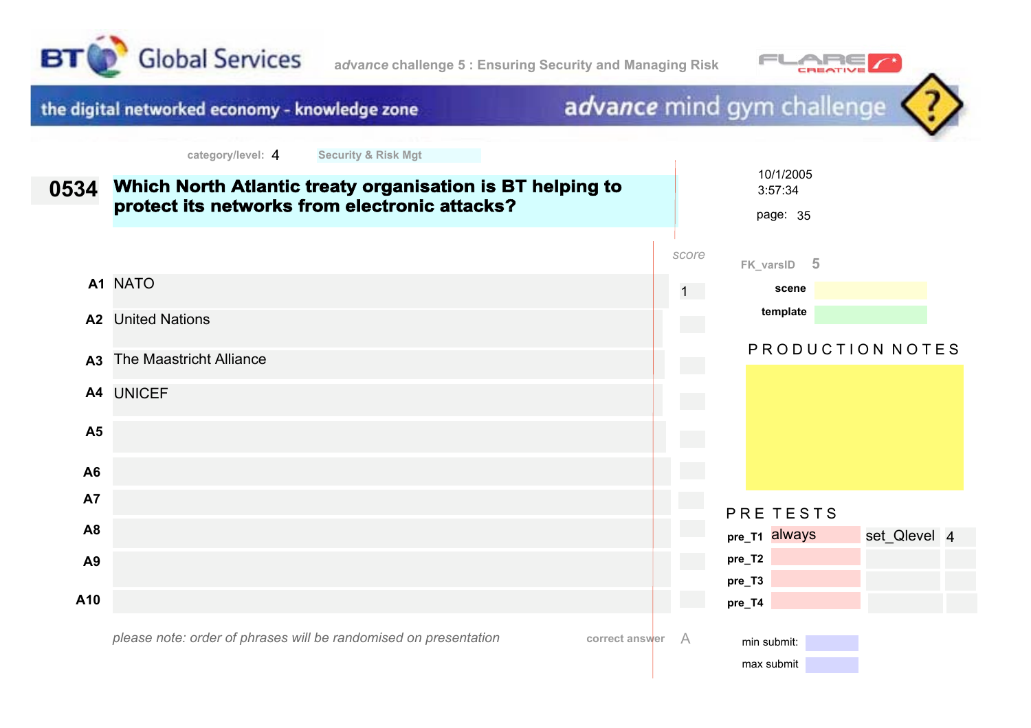BT Global Services — *advance* challenge 5 : Ensuring Security and Managing Risk

FLARE CREATIVE

the digital networked economy - knowledge zone — *advance* mind gym challenge

category/level: 4 — Security & Risk Mgt

10/1/2005
3:57:34

page: 35

## 0534 Which North Atlantic treaty organisation is BT helping to protect its networks from electronic attacks?

| | Answer | score |
|---|---|---|
| A1 | NATO | 1 |
| A2 | United Nations | |
| A3 | The Maastricht Alliance | |
| A4 | UNICEF | |
| A5 | | |
| A6 | | |
| A7 | | |
| A8 | | |
| A9 | | |
| A10 | | |

*please note: order of phrases will be randomised on presentation*

correct answer: A

FK_varsID: 5

scene:

template:

PRODUCTION NOTES

PRE TESTS

| | | | |
|---|---|---|---|
| pre_T1 | always | set_Qlevel | 4 |
| pre_T2 | | | |
| pre_T3 | | | |
| pre_T4 | | | |

min submit:

max submit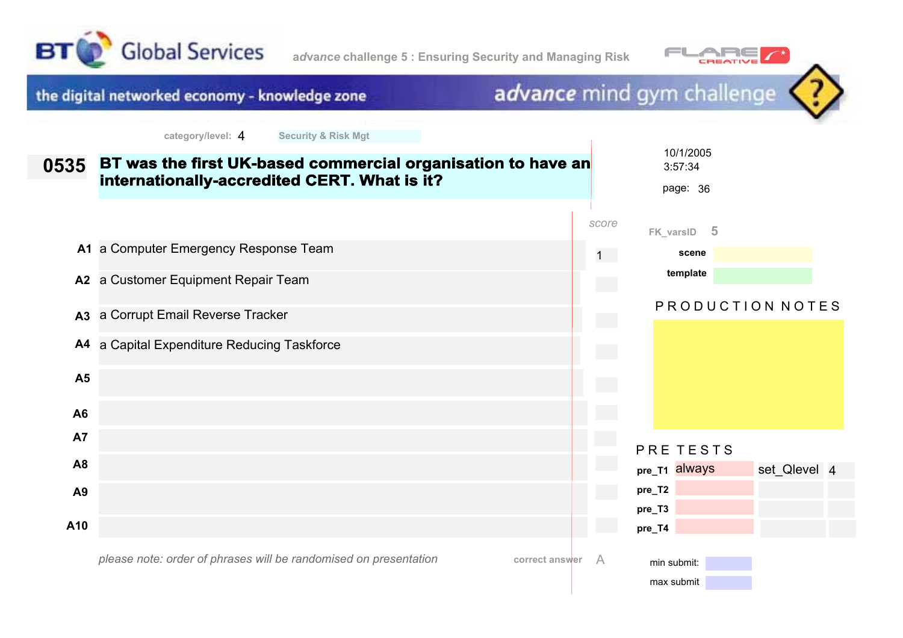BT Global Services

*advance* challenge 5 : Ensuring Security and Managing Risk

the digital networked economy - knowledge zone

*advance* mind gym challenge

category/level: 4 Security & Risk Mgt

10/1/2005
3:57:34

page: 36

**0535** **BT was the first UK-based commercial organisation to have an internationally-accredited CERT. What is it?**

| | | score |
|---|---|---|
| A1 | a Computer Emergency Response Team | 1 |
| A2 | a Customer Equipment Repair Team | |
| A3 | a Corrupt Email Reverse Tracker | |
| A4 | a Capital Expenditure Reducing Taskforce | |
| A5 | | |
| A6 | | |
| A7 | | |
| A8 | | |
| A9 | | |
| A10 | | |

*please note: order of phrases will be randomised on presentation*

correct answer A

FK_varsID 5

**scene**

**template**

PRODUCTION NOTES

PRE TESTS

| | | | |
|---|---|---|---|
| **pre_T1** | always | set_Qlevel | 4 |
| **pre_T2** | | | |
| **pre_T3** | | | |
| **pre_T4** | | | |

min submit:

max submit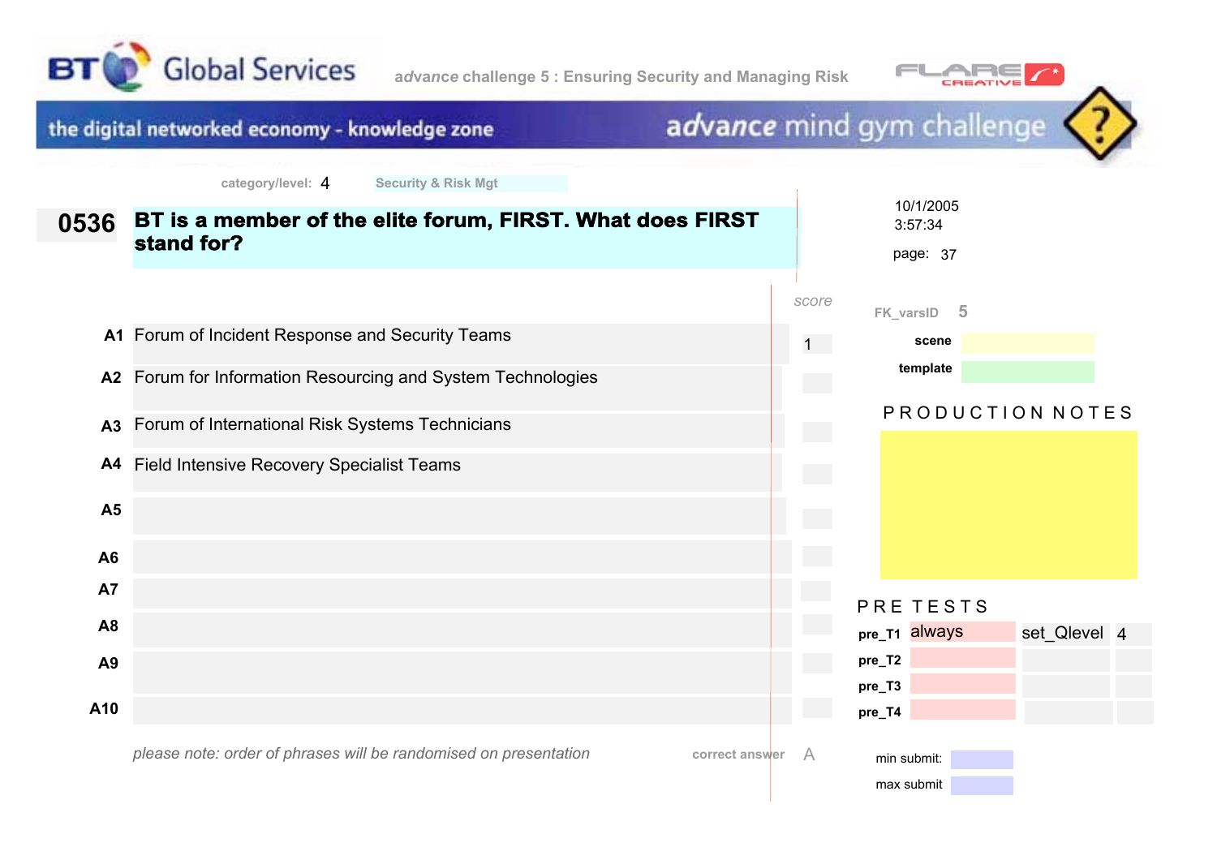BT Global Services

*advance* challenge 5 : Ensuring Security and Managing Risk

the digital networked economy - knowledge zone

*advance* mind gym challenge

category/level: 4 Security & Risk Mgt

10/1/2005
3:57:34

page: 37

## 0536 BT is a member of the elite forum, FIRST. What does FIRST stand for?

| | | score |
|---|---|---|
| A1 | Forum of Incident Response and Security Teams | 1 |
| A2 | Forum for Information Resourcing and System Technologies | |
| A3 | Forum of International Risk Systems Technicians | |
| A4 | Field Intensive Recovery Specialist Teams | |
| A5 | | |
| A6 | | |
| A7 | | |
| A8 | | |
| A9 | | |
| A10 | | |

*please note: order of phrases will be randomised on presentation*

correct answer A

FK_varsID 5

scene

template

PRODUCTION NOTES

PRE TESTS

| | | | |
|---|---|---|---|
| pre_T1 | always | set_Qlevel | 4 |
| pre_T2 | | | |
| pre_T3 | | | |
| pre_T4 | | | |

min submit:

max submit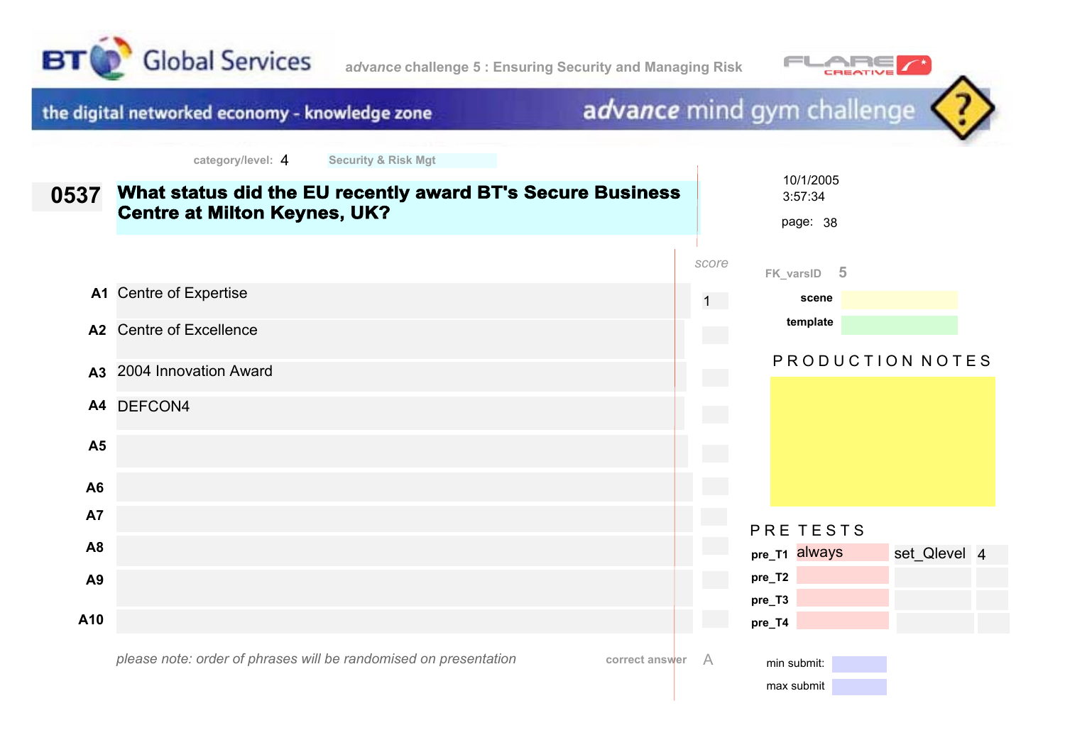BT Global Services

*advance* challenge 5 : Ensuring Security and Managing Risk

the digital networked economy - knowledge zone

*advance* mind gym challenge

category/level: 4 Security & Risk Mgt

10/1/2005
3:57:34

page: 38

## 0537 What status did the EU recently award BT's Secure Business Centre at Milton Keynes, UK?

| | | score |
|---|---|---|
| A1 | Centre of Expertise | 1 |
| A2 | Centre of Excellence | |
| A3 | 2004 Innovation Award | |
| A4 | DEFCON4 | |
| A5 | | |
| A6 | | |
| A7 | | |
| A8 | | |
| A9 | | |
| A10 | | |

*please note: order of phrases will be randomised on presentation*

correct answer A

FK_varsID 5

scene

template

PRODUCTION NOTES

PRE TESTS

| | | | |
|---|---|---|---|
| pre_T1 | always | set_Qlevel | 4 |
| pre_T2 | | | |
| pre_T3 | | | |
| pre_T4 | | | |

min submit:

max submit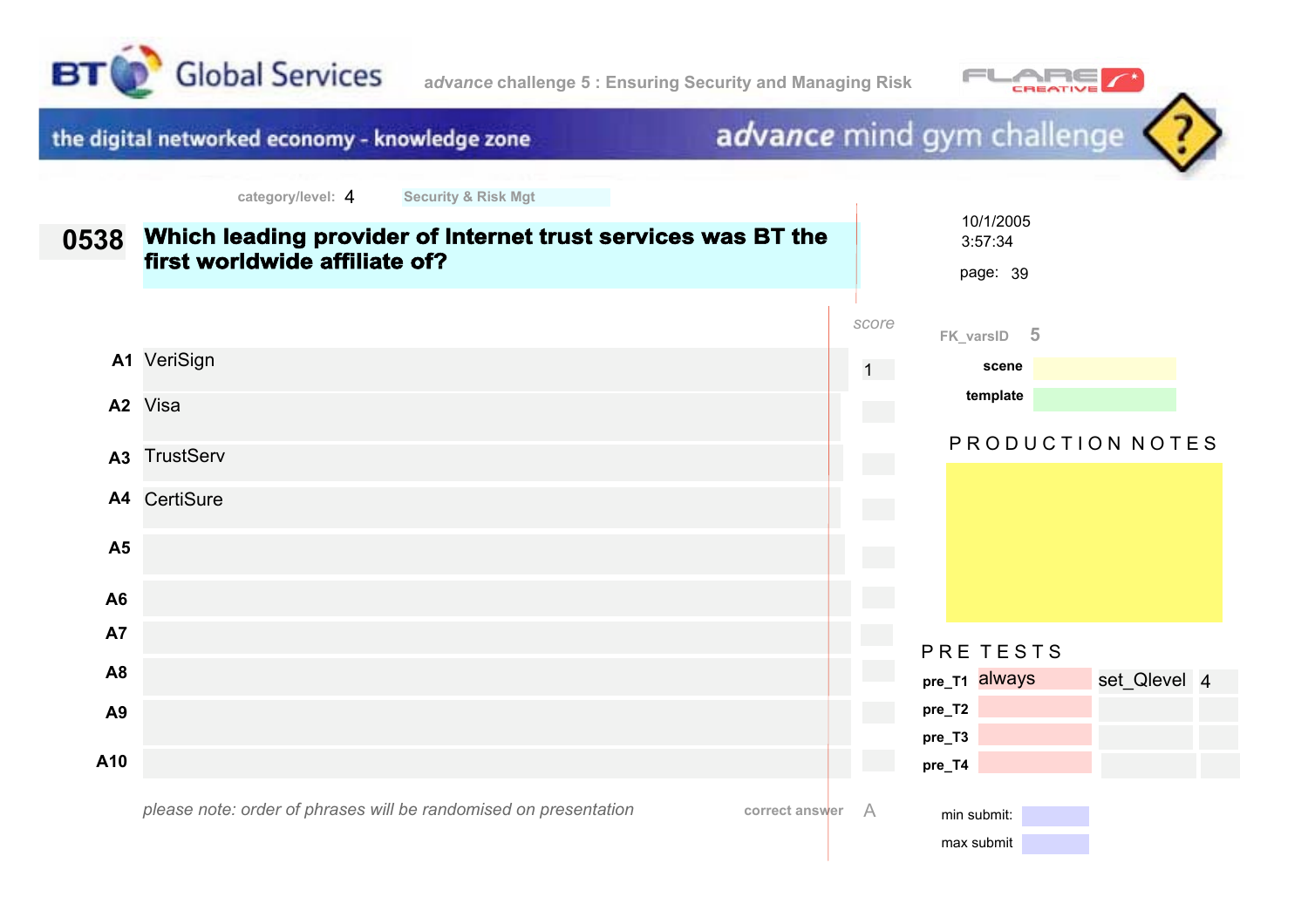BT Global Services — *advance* challenge 5 : Ensuring Security and Managing Risk — FLARE CREATIVE

the digital networked economy - knowledge zone — *advance* mind gym challenge

category/level: 4 — Security & Risk Mgt

10/1/2005
3:57:34

page: 39

## 0538 Which leading provider of Internet trust services was BT the first worldwide affiliate of?

| | Answer | score |
|---|---|---|
| A1 | VeriSign | 1 |
| A2 | Visa | |
| A3 | TrustServ | |
| A4 | CertiSure | |
| A5 | | |
| A6 | | |
| A7 | | |
| A8 | | |
| A9 | | |
| A10 | | |

*please note: order of phrases will be randomised on presentation*

correct answer: A

FK_varsID 5

**scene**

**template**

PRODUCTION NOTES

PRE TESTS

| | | | |
|---|---|---|---|
| pre_T1 | always | set_Qlevel | 4 |
| pre_T2 | | | |
| pre_T3 | | | |
| pre_T4 | | | |

min submit:

max submit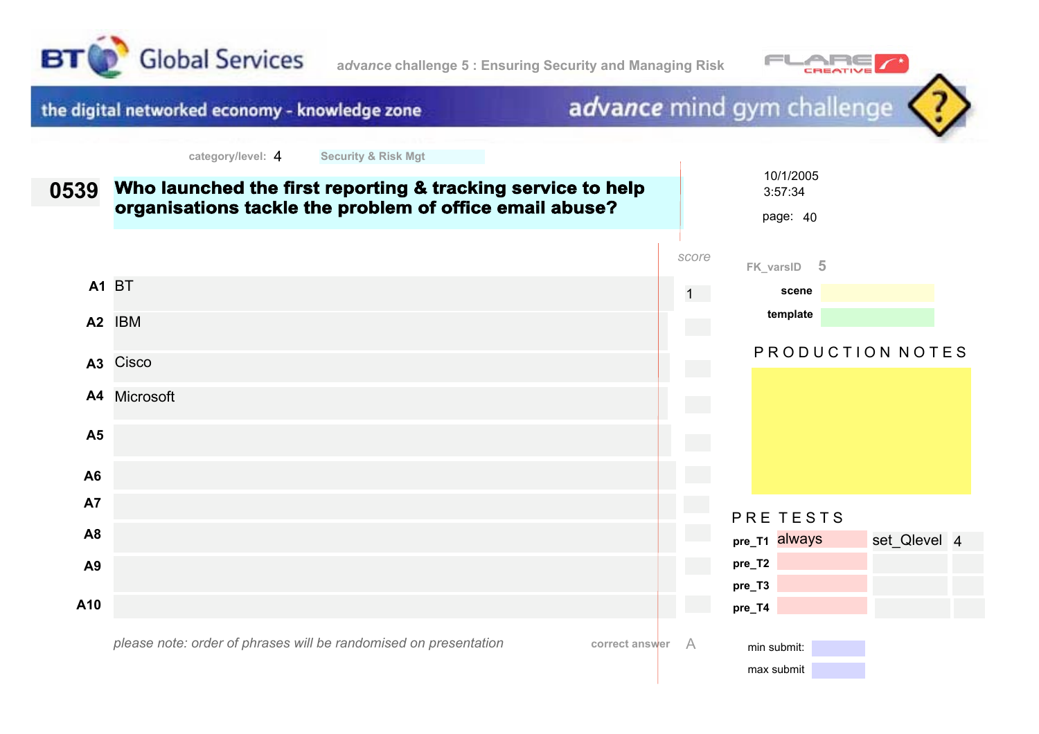BT Global Services

*advance* challenge 5 : Ensuring Security and Managing Risk

FLARE CREATIVE

the digital networked economy - knowledge zone

*advance* mind gym challenge

category/level: 4 Security & Risk Mgt

10/1/2005
3:57:34

page: 40

## 0539 Who launched the first reporting & tracking service to help organisations tackle the problem of office email abuse?

| | Answer | score |
|---|---|---|
| A1 | BT | 1 |
| A2 | IBM | |
| A3 | Cisco | |
| A4 | Microsoft | |
| A5 | | |
| A6 | | |
| A7 | | |
| A8 | | |
| A9 | | |
| A10 | | |

*please note: order of phrases will be randomised on presentation*

correct answer A

FK_varsID 5

scene

template

PRODUCTION NOTES

PRE TESTS

| | | | |
|---|---|---|---|
| pre_T1 | always | set_Qlevel | 4 |
| pre_T2 | | | |
| pre_T3 | | | |
| pre_T4 | | | |

min submit:

max submit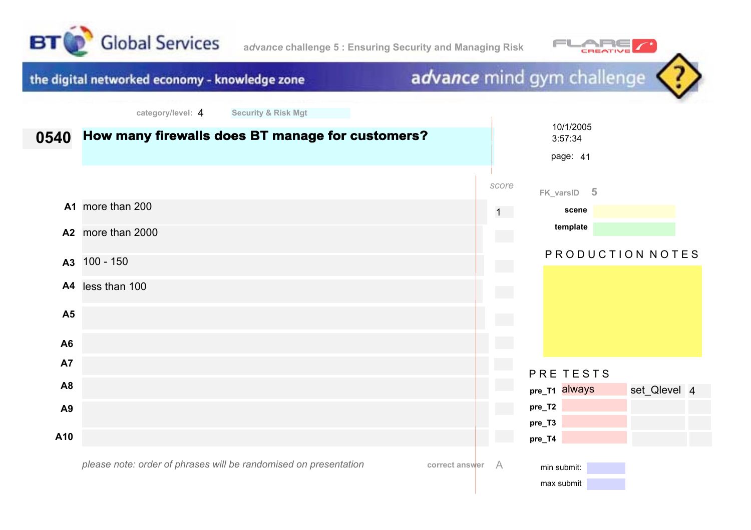BT Global Services — *advance* challenge 5 : Ensuring Security and Managing Risk

the digital networked economy - knowledge zone — *advance* mind gym challenge

category/level: 4 Security & Risk Mgt

10/1/2005
3:57:34

page: 41

## 0540 How many firewalls does BT manage for customers?

| | | score |
|---|---|---|
| A1 | more than 200 | 1 |
| A2 | more than 2000 | |
| A3 | 100 - 150 | |
| A4 | less than 100 | |
| A5 | | |
| A6 | | |
| A7 | | |
| A8 | | |
| A9 | | |
| A10 | | |

*please note: order of phrases will be randomised on presentation*

correct answer A

FK_varsID 5

**scene**

**template**

PRODUCTION NOTES

PRE TESTS

| | | | |
|---|---|---|---|
| **pre_T1** | always | set_Qlevel | 4 |
| **pre_T2** | | | |
| **pre_T3** | | | |
| **pre_T4** | | | |

min submit:

max submit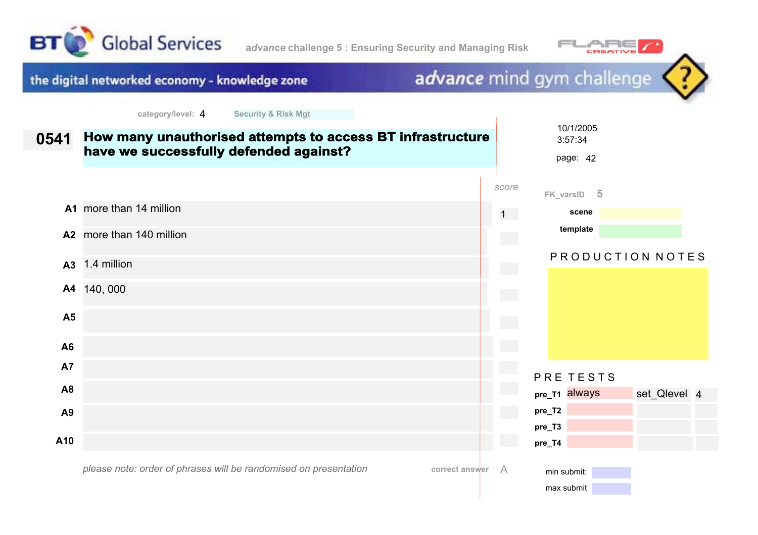BT Global Services — *advance* challenge 5 : Ensuring Security and Managing Risk

FLARE CREATIVE

the digital networked economy - knowledge zone — *advance* mind gym challenge

category/level: 4 Security & Risk Mgt

10/1/2005
3:57:34

page: 42

## 0541 How many unauthorised attempts to access BT infrastructure have we successfully defended against?

| | | score |
|---|---|---|
| A1 | more than 14 million | 1 |
| A2 | more than 140 million | |
| A3 | 1.4 million | |
| A4 | 140, 000 | |
| A5 | | |
| A6 | | |
| A7 | | |
| A8 | | |
| A9 | | |
| A10 | | |

*please note: order of phrases will be randomised on presentation*

correct answer A

FK_varsID 5

**scene**

**template**

PRODUCTION NOTES

PRE TESTS

| | | | |
|---|---|---|---|
| **pre_T1** | always | set_Qlevel | 4 |
| **pre_T2** | | | |
| **pre_T3** | | | |
| **pre_T4** | | | |

min submit:

max submit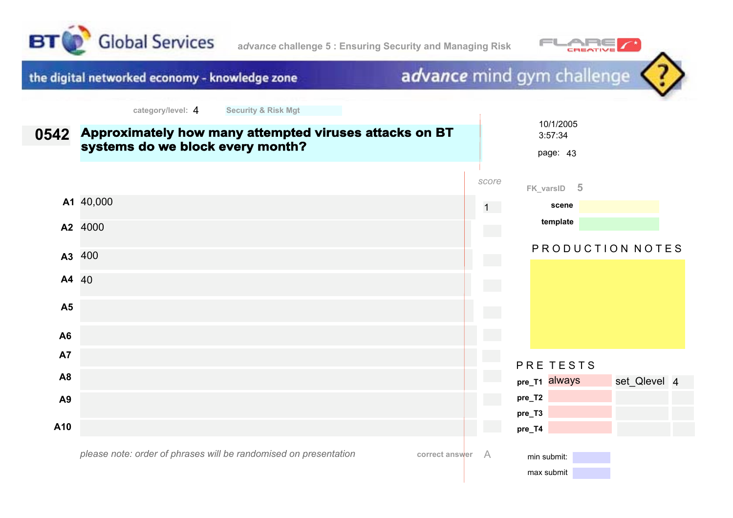BT Global Services

*advance* challenge 5 : Ensuring Security and Managing Risk

the digital networked economy - knowledge zone

*advance* mind gym challenge

category/level: 4 Security & Risk Mgt

10/1/2005
3:57:34

page: 43

## 0542 Approximately how many attempted viruses attacks on BT systems do we block every month?

| | | score |
|---|---|---|
| A1 | 40,000 | 1 |
| A2 | 4000 | |
| A3 | 400 | |
| A4 | 40 | |
| A5 | | |
| A6 | | |
| A7 | | |
| A8 | | |
| A9 | | |
| A10 | | |

*please note: order of phrases will be randomised on presentation*

correct answer A

FK_varsID 5

scene

template

PRODUCTION NOTES

PRE TESTS

| | | | |
|---|---|---|---|
| pre_T1 | always | set_Qlevel | 4 |
| pre_T2 | | | |
| pre_T3 | | | |
| pre_T4 | | | |

min submit:

max submit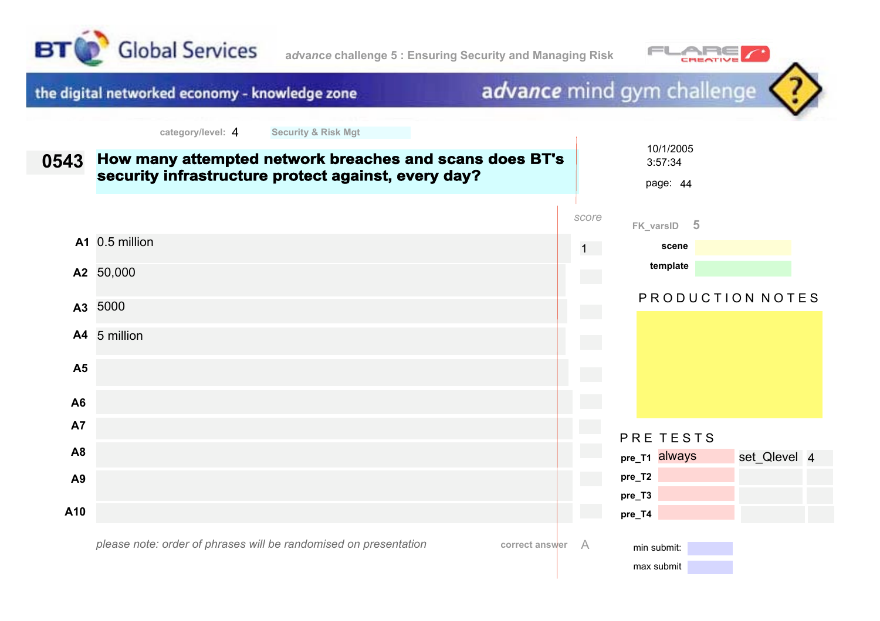BT Global Services

*advance* challenge 5 : Ensuring Security and Managing Risk

the digital networked economy - knowledge zone

*advance* mind gym challenge

category/level: 4 Security & Risk Mgt

10/1/2005
3:57:34

page: 44

**0543** **How many attempted network breaches and scans does BT's security infrastructure protect against, every day?**

| | | score |
|---|---|---|
| A1 | 0.5 million | 1 |
| A2 | 50,000 | |
| A3 | 5000 | |
| A4 | 5 million | |
| A5 | | |
| A6 | | |
| A7 | | |
| A8 | | |
| A9 | | |
| A10 | | |

*please note: order of phrases will be randomised on presentation*

correct answer A

FK_varsID 5

**scene**

**template**

PRODUCTION NOTES

PRE TESTS

| | | | |
|---|---|---|---|
| **pre_T1** | always | set_Qlevel | 4 |
| **pre_T2** | | | |
| **pre_T3** | | | |
| **pre_T4** | | | |

min submit:

max submit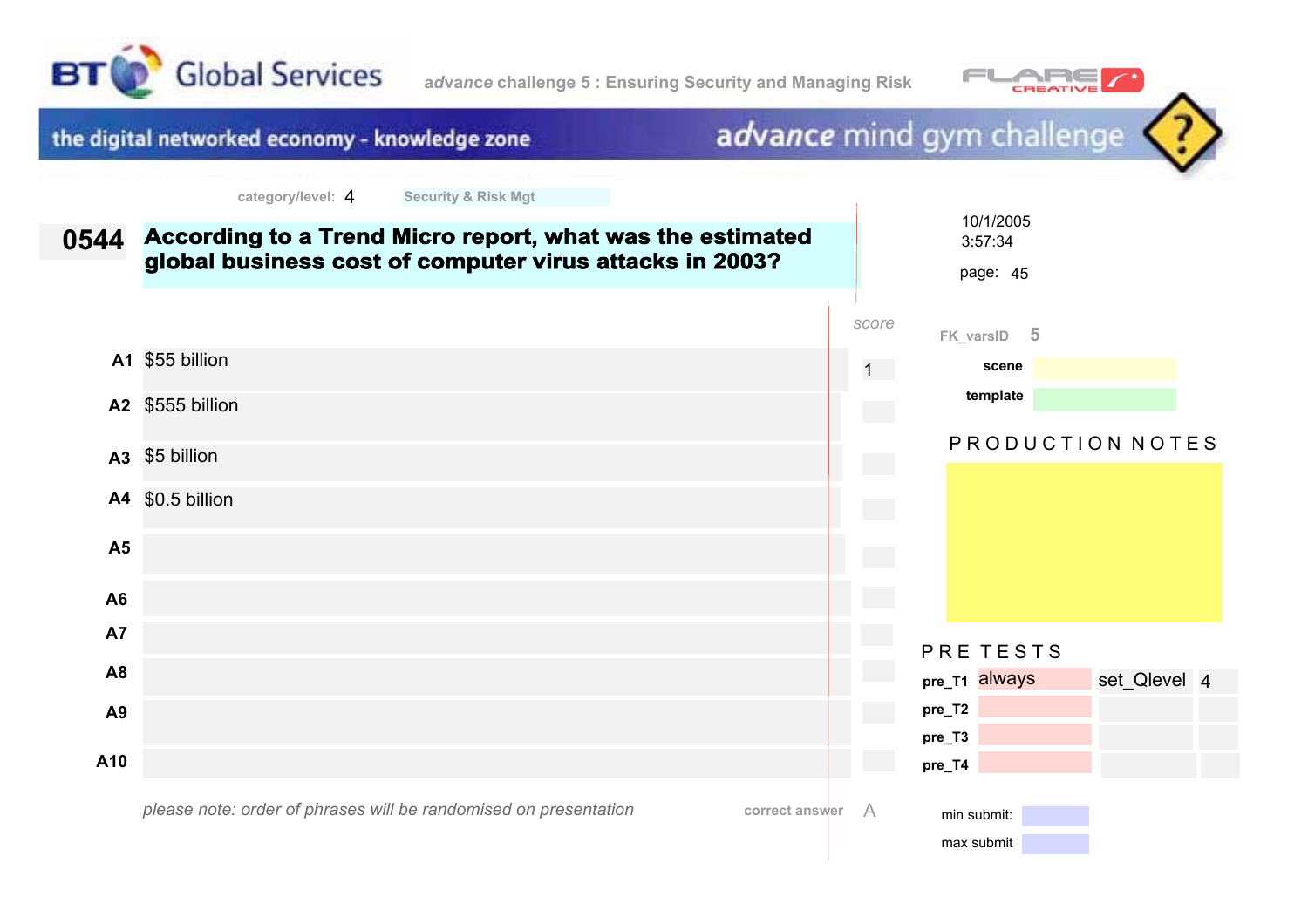BT Global Services

*advance* challenge 5 : Ensuring Security and Managing Risk

FLARE CREATIVE

the digital networked economy - knowledge zone

*advance* mind gym challenge

category/level: 4 Security & Risk Mgt

10/1/2005
3:57:34

page: 45

## 0544 According to a Trend Micro report, what was the estimated global business cost of computer virus attacks in 2003?

| | | score |
|---|---|---|
| A1 | $55 billion | 1 |
| A2 | $555 billion | |
| A3 | $5 billion | |
| A4 | $0.5 billion | |
| A5 | | |
| A6 | | |
| A7 | | |
| A8 | | |
| A9 | | |
| A10 | | |

*please note: order of phrases will be randomised on presentation*

correct answer A

FK_varsID 5

scene

template

PRODUCTION NOTES

PRE TESTS

| | | | |
|---|---|---|---|
| pre_T1 | always | set_Qlevel | 4 |
| pre_T2 | | | |
| pre_T3 | | | |
| pre_T4 | | | |

min submit:

max submit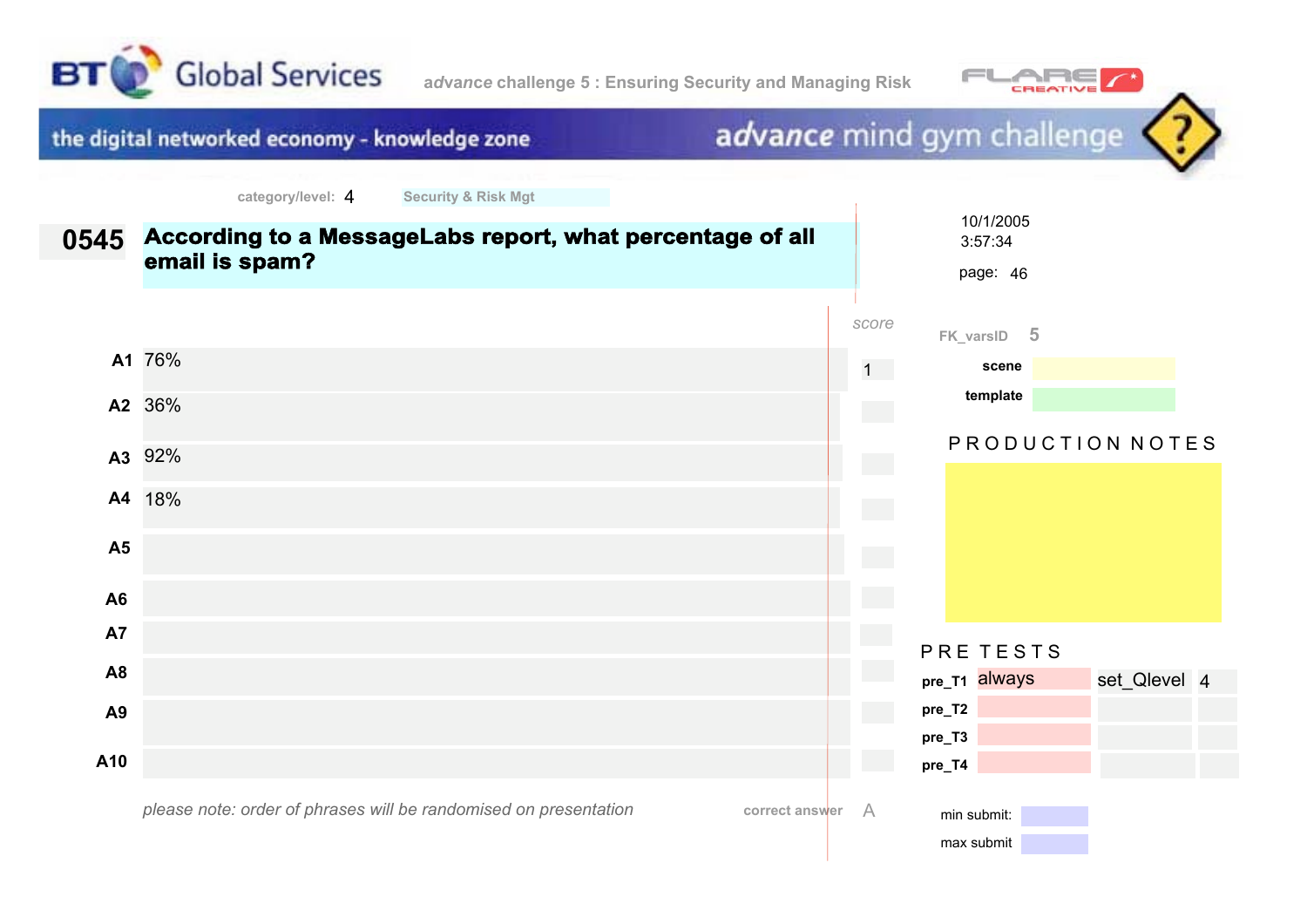BT Global Services

*advance* challenge 5 : Ensuring Security and Managing Risk

FLARE CREATIVE

the digital networked economy - knowledge zone

*advance* mind gym challenge

category/level: 4 Security & Risk Mgt

10/1/2005
3:57:34

page: 46

## 0545 According to a MessageLabs report, what percentage of all email is spam?

| | | score |
|---|---|---|
| A1 | 76% | 1 |
| A2 | 36% | |
| A3 | 92% | |
| A4 | 18% | |
| A5 | | |
| A6 | | |
| A7 | | |
| A8 | | |
| A9 | | |
| A10 | | |

*please note: order of phrases will be randomised on presentation*

correct answer A

FK_varsID 5

scene

template

PRODUCTION NOTES

PRE TESTS

| | | | |
|---|---|---|---|
| pre_T1 | always | set_Qlevel | 4 |
| pre_T2 | | | |
| pre_T3 | | | |
| pre_T4 | | | |

min submit:

max submit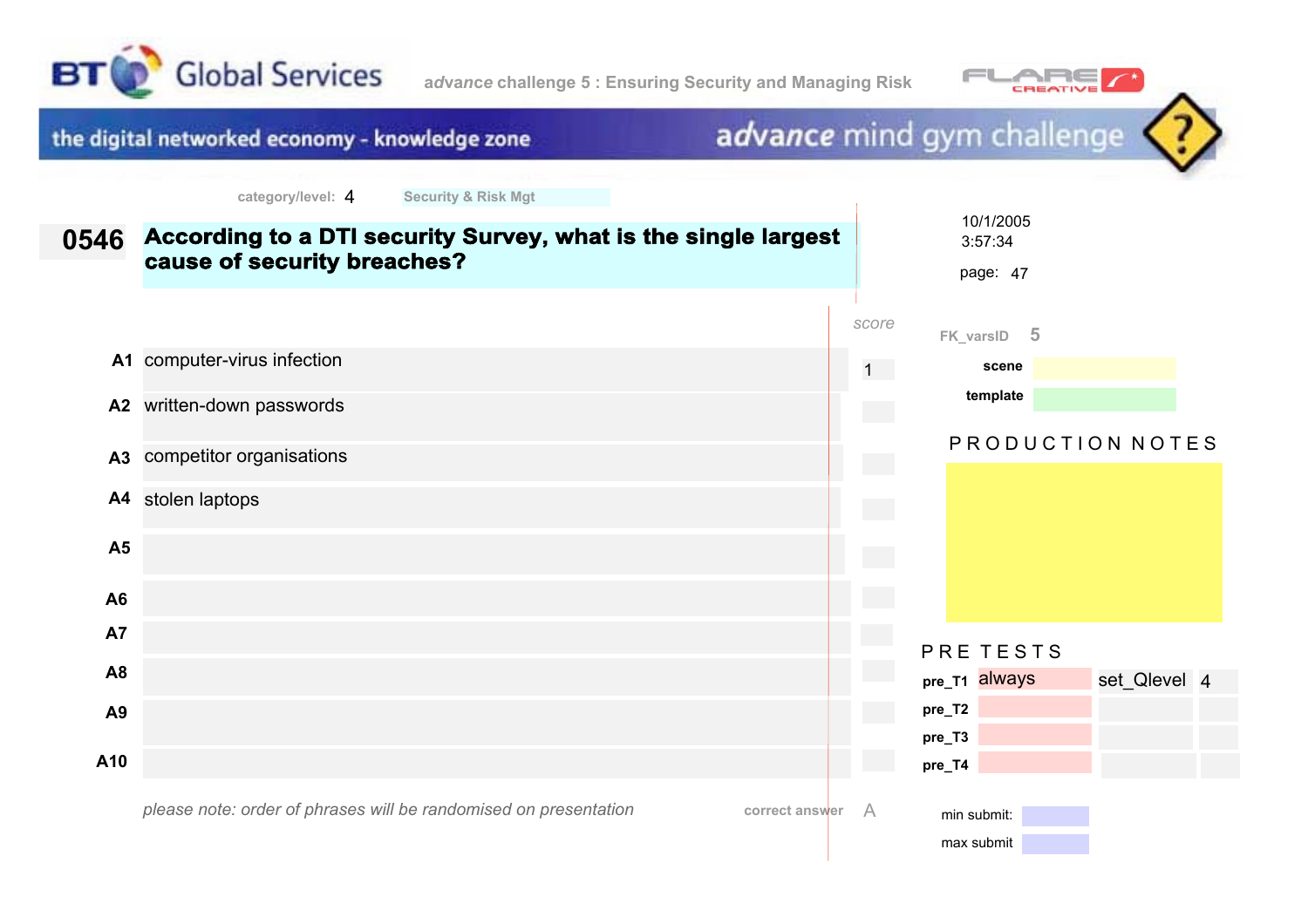BT Global Services

*advance* challenge 5 : Ensuring Security and Managing Risk

FLARE CREATIVE

the digital networked economy - knowledge zone

*advance* mind gym challenge

category/level: 4 Security & Risk Mgt

10/1/2005
3:57:34

page: 47

## 0546 According to a DTI security Survey, what is the single largest cause of security breaches?

| | | score |
|---|---|---|
| A1 | computer-virus infection | 1 |
| A2 | written-down passwords | |
| A3 | competitor organisations | |
| A4 | stolen laptops | |
| A5 | | |
| A6 | | |
| A7 | | |
| A8 | | |
| A9 | | |
| A10 | | |

*please note: order of phrases will be randomised on presentation*

correct answer A

FK_varsID 5

scene

template

PRODUCTION NOTES

PRE TESTS

| | | | |
|---|---|---|---|
| pre_T1 | always | set_Qlevel | 4 |
| pre_T2 | | | |
| pre_T3 | | | |
| pre_T4 | | | |

min submit:

max submit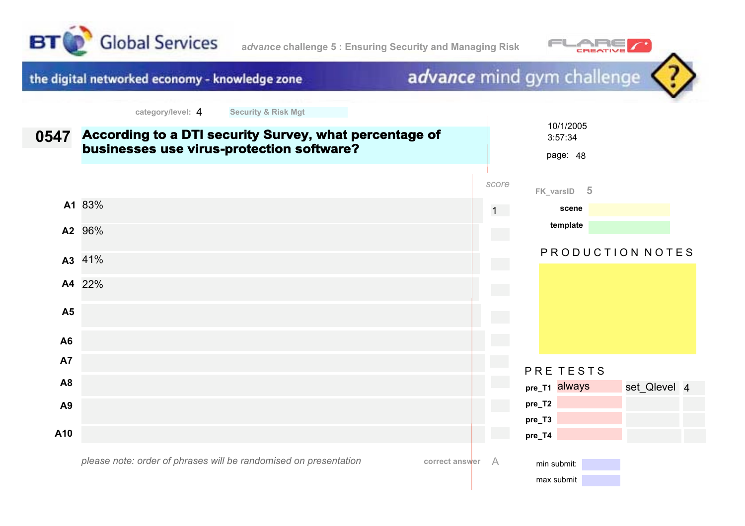BT Global Services — *advance* challenge 5 : Ensuring Security and Managing Risk — FLARE CREATIVE

the digital networked economy - knowledge zone — *advance* mind gym challenge

category/level: 4 — Security & Risk Mgt

10/1/2005
3:57:34

page: 48

## 0547 According to a DTI security Survey, what percentage of businesses use virus-protection software?

| | Answer | score |
|---|---|---|
| A1 | 83% | 1 |
| A2 | 96% | |
| A3 | 41% | |
| A4 | 22% | |
| A5 | | |
| A6 | | |
| A7 | | |
| A8 | | |
| A9 | | |
| A10 | | |

*please note: order of phrases will be randomised on presentation*

correct answer: A

FK_varsID: 5

**scene**

**template**

PRODUCTION NOTES

PRE TESTS

| | | | |
|---|---|---|---|
| **pre_T1** | always | set_Qlevel | 4 |
| **pre_T2** | | | |
| **pre_T3** | | | |
| **pre_T4** | | | |

min submit:

max submit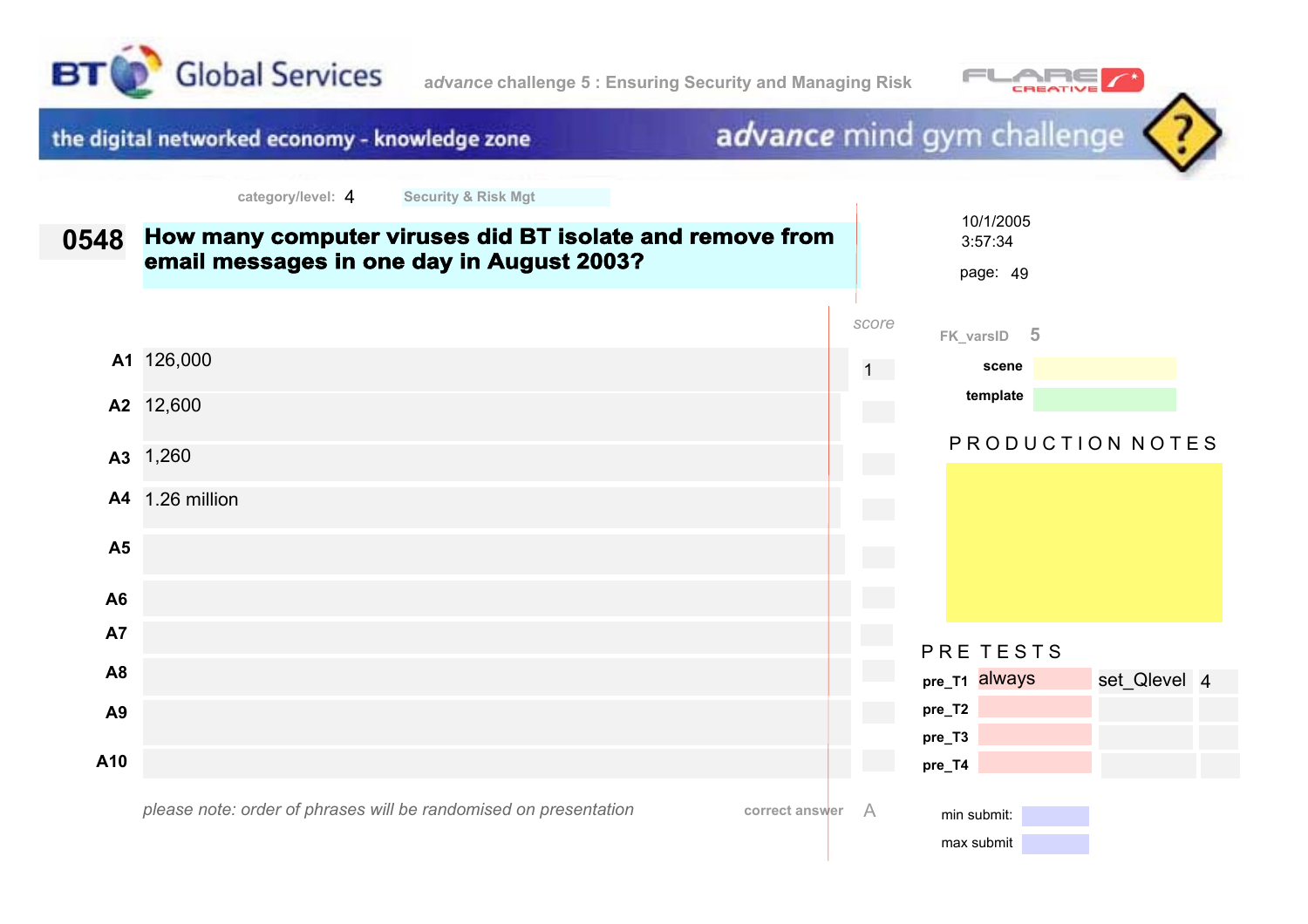BT Global Services — *advance* challenge 5 : Ensuring Security and Managing Risk

the digital networked economy - knowledge zone — *advance* mind gym challenge

category/level: 4 Security & Risk Mgt

10/1/2005
3:57:34

page: 49

## 0548 How many computer viruses did BT isolate and remove from email messages in one day in August 2003?

| | Answer | score |
|---|---|---|
| A1 | 126,000 | 1 |
| A2 | 12,600 | |
| A3 | 1,260 | |
| A4 | 1.26 million | |
| A5 | | |
| A6 | | |
| A7 | | |
| A8 | | |
| A9 | | |
| A10 | | |

*please note: order of phrases will be randomised on presentation*

correct answer A

FK_varsID 5

scene

template

PRODUCTION NOTES

PRE TESTS

| | | | |
|---|---|---|---|
| pre_T1 | always | set_Qlevel | 4 |
| pre_T2 | | | |
| pre_T3 | | | |
| pre_T4 | | | |

min submit:

max submit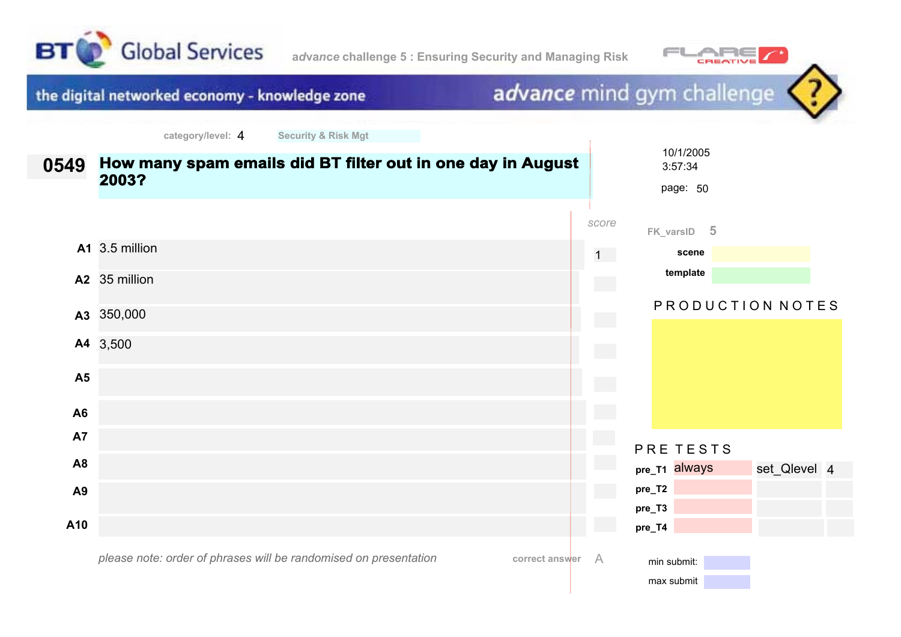BT Global Services

*advance* challenge 5 : Ensuring Security and Managing Risk

FLARE CREATIVE

the digital networked economy - knowledge zone

*advance* mind gym challenge

category/level: 4 Security & Risk Mgt

10/1/2005
3:57:34

page: 50

## 0549 How many spam emails did BT filter out in one day in August 2003?

| | Answer | score |
|---|---|---|
| A1 | 3.5 million | 1 |
| A2 | 35 million | |
| A3 | 350,000 | |
| A4 | 3,500 | |
| A5 | | |
| A6 | | |
| A7 | | |
| A8 | | |
| A9 | | |
| A10 | | |

*please note: order of phrases will be randomised on presentation*

correct answer A

FK_varsID 5

scene

template

PRODUCTION NOTES

PRE TESTS

| | | | |
|---|---|---|---|
| pre_T1 | always | set_Qlevel | 4 |
| pre_T2 | | | |
| pre_T3 | | | |
| pre_T4 | | | |

min submit:

max submit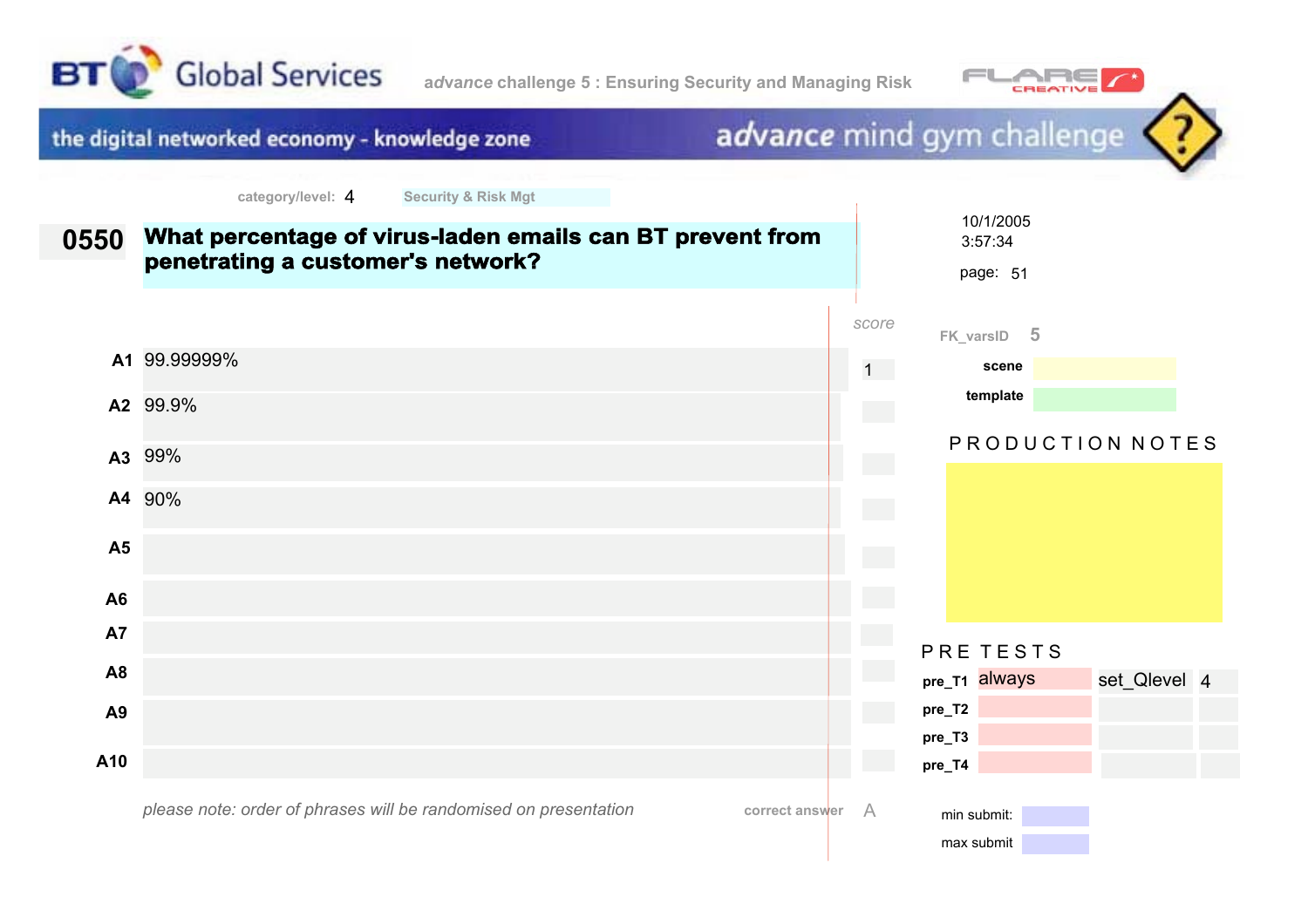BT Global Services

*advance* challenge 5 : Ensuring Security and Managing Risk

FLARE CREATIVE

the digital networked economy - knowledge zone

*advance* mind gym challenge

category/level: 4 Security & Risk Mgt

10/1/2005
3:57:34

page: 51

## 0550 What percentage of virus-laden emails can BT prevent from penetrating a customer's network?

| | | score |
|---|---|---|
| A1 | 99.99999% | 1 |
| A2 | 99.9% | |
| A3 | 99% | |
| A4 | 90% | |
| A5 | | |
| A6 | | |
| A7 | | |
| A8 | | |
| A9 | | |
| A10 | | |

*please note: order of phrases will be randomised on presentation*

correct answer A

FK_varsID 5

scene

template

PRODUCTION NOTES

PRE TESTS

| | | | |
|---|---|---|---|
| pre_T1 | always | set_Qlevel | 4 |
| pre_T2 | | | |
| pre_T3 | | | |
| pre_T4 | | | |

min submit:

max submit